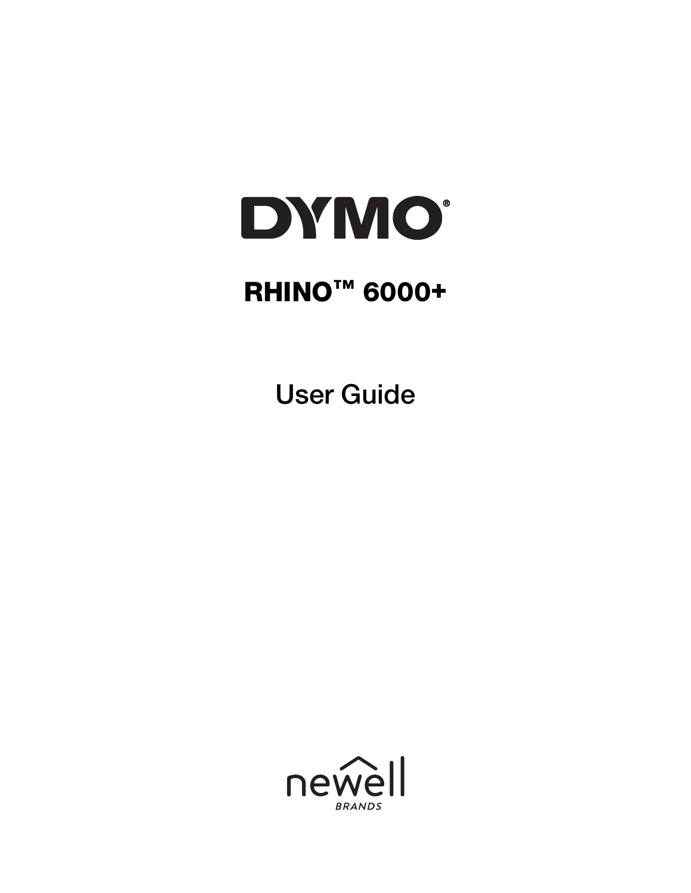# DYMO®

## RHINO™ 6000+

User Guide

newell BRANDS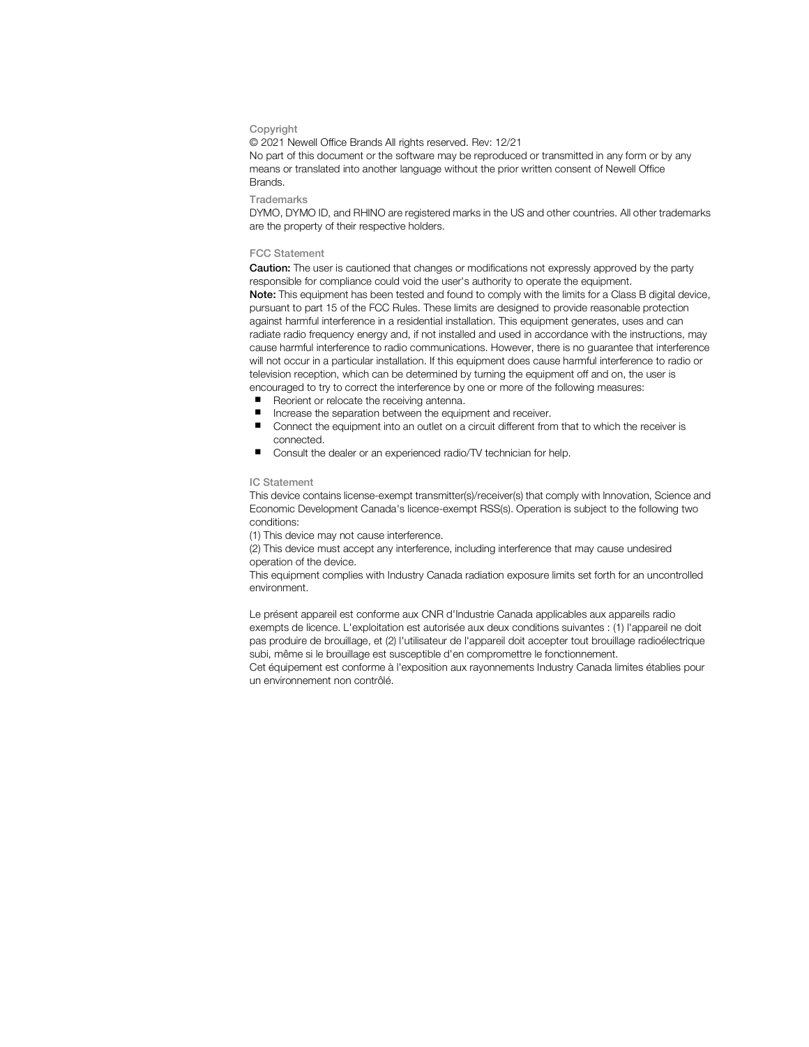### Copyright

© 2021 Newell Office Brands All rights reserved. Rev: 12/21

No part of this document or the software may be reproduced or transmitted in any form or by any means or translated into another language without the prior written consent of Newell Office Brands.

### Trademarks

DYMO, DYMO ID, and RHINO are registered marks in the US and other countries. All other trademarks are the property of their respective holders.

### FCC Statement

**Caution:** The user is cautioned that changes or modifications not expressly approved by the party responsible for compliance could void the user's authority to operate the equipment.

**Note:** This equipment has been tested and found to comply with the limits for a Class B digital device, pursuant to part 15 of the FCC Rules. These limits are designed to provide reasonable protection against harmful interference in a residential installation. This equipment generates, uses and can radiate radio frequency energy and, if not installed and used in accordance with the instructions, may cause harmful interference to radio communications. However, there is no guarantee that interference will not occur in a particular installation. If this equipment does cause harmful interference to radio or television reception, which can be determined by turning the equipment off and on, the user is encouraged to try to correct the interference by one or more of the following measures:

- Reorient or relocate the receiving antenna.
- Increase the separation between the equipment and receiver.
- Connect the equipment into an outlet on a circuit different from that to which the receiver is connected.
- Consult the dealer or an experienced radio/TV technician for help.

### IC Statement

This device contains license-exempt transmitter(s)/receiver(s) that comply with Innovation, Science and Economic Development Canada's licence-exempt RSS(s). Operation is subject to the following two conditions:

(1) This device may not cause interference.

(2) This device must accept any interference, including interference that may cause undesired operation of the device.

This equipment complies with Industry Canada radiation exposure limits set forth for an uncontrolled environment.

Le présent appareil est conforme aux CNR d'Industrie Canada applicables aux appareils radio exempts de licence. L'exploitation est autorisée aux deux conditions suivantes : (1) l'appareil ne doit pas produire de brouillage, et (2) l'utilisateur de l'appareil doit accepter tout brouillage radioélectrique subi, même si le brouillage est susceptible d'en compromettre le fonctionnement.

Cet équipement est conforme à l'exposition aux rayonnements Industry Canada limites établies pour un environnement non contrôlé.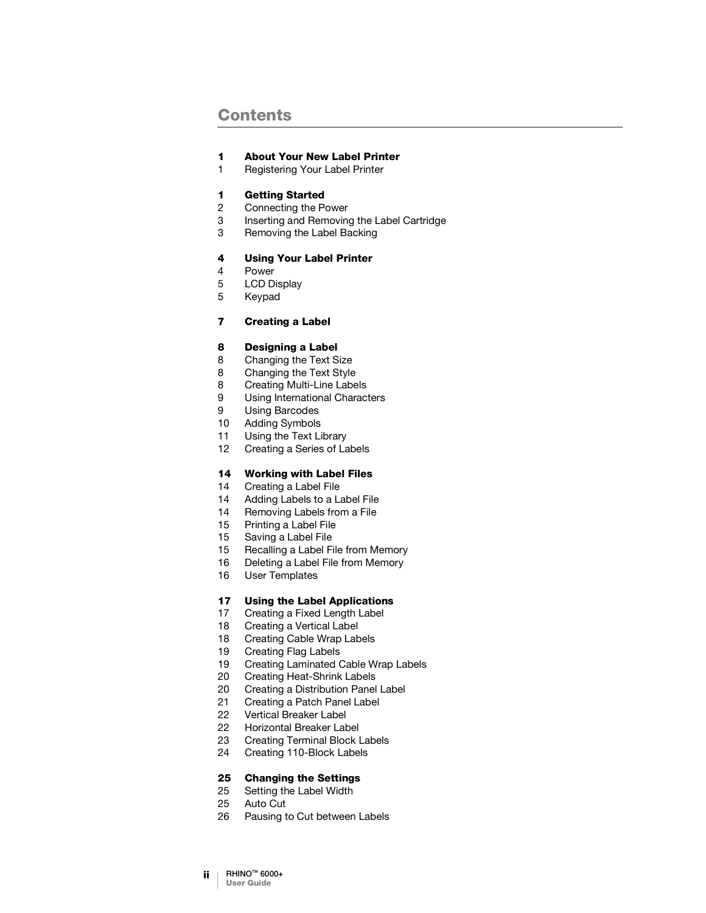# Contents

**1 About Your New Label Printer**
1 Registering Your Label Printer

**1 Getting Started**
2 Connecting the Power
3 Inserting and Removing the Label Cartridge
3 Removing the Label Backing

**4 Using Your Label Printer**
4 Power
5 LCD Display
5 Keypad

**7 Creating a Label**

**8 Designing a Label**
8 Changing the Text Size
8 Changing the Text Style
8 Creating Multi-Line Labels
9 Using International Characters
9 Using Barcodes
10 Adding Symbols
11 Using the Text Library
12 Creating a Series of Labels

**14 Working with Label Files**
14 Creating a Label File
14 Adding Labels to a Label File
14 Removing Labels from a File
15 Printing a Label File
15 Saving a Label File
15 Recalling a Label File from Memory
16 Deleting a Label File from Memory
16 User Templates

**17 Using the Label Applications**
17 Creating a Fixed Length Label
18 Creating a Vertical Label
18 Creating Cable Wrap Labels
19 Creating Flag Labels
19 Creating Laminated Cable Wrap Labels
20 Creating Heat-Shrink Labels
20 Creating a Distribution Panel Label
21 Creating a Patch Panel Label
22 Vertical Breaker Label
22 Horizontal Breaker Label
23 Creating Terminal Block Labels
24 Creating 110-Block Labels

**25 Changing the Settings**
25 Setting the Label Width
25 Auto Cut
26 Pausing to Cut between Labels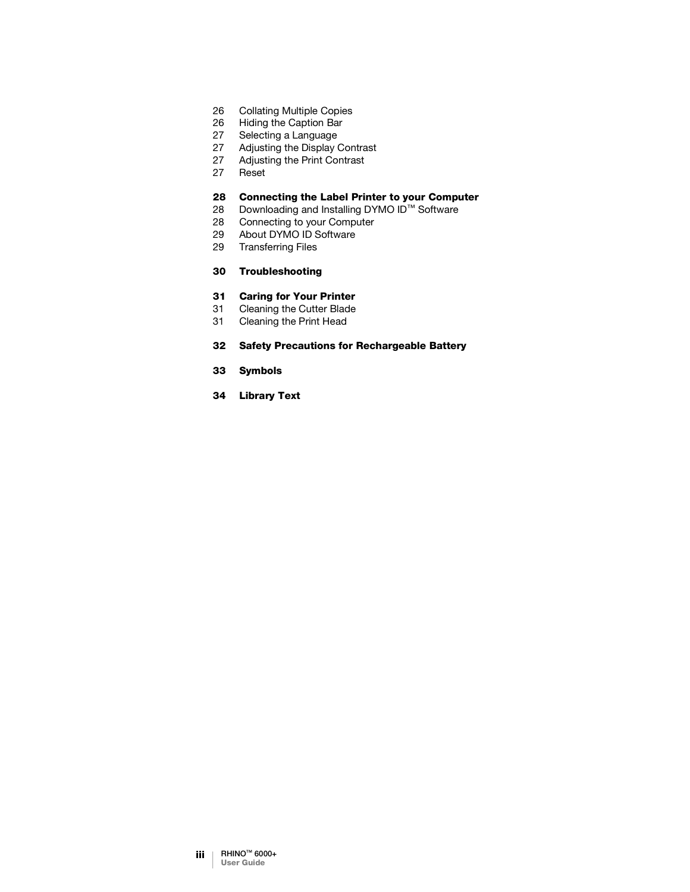26 Collating Multiple Copies
26 Hiding the Caption Bar
27 Selecting a Language
27 Adjusting the Display Contrast
27 Adjusting the Print Contrast
27 Reset

**28 Connecting the Label Printer to your Computer**
28 Downloading and Installing DYMO ID™ Software
28 Connecting to your Computer
29 About DYMO ID Software
29 Transferring Files

**30 Troubleshooting**

**31 Caring for Your Printer**
31 Cleaning the Cutter Blade
31 Cleaning the Print Head

**32 Safety Precautions for Rechargeable Battery**

**33 Symbols**

**34 Library Text**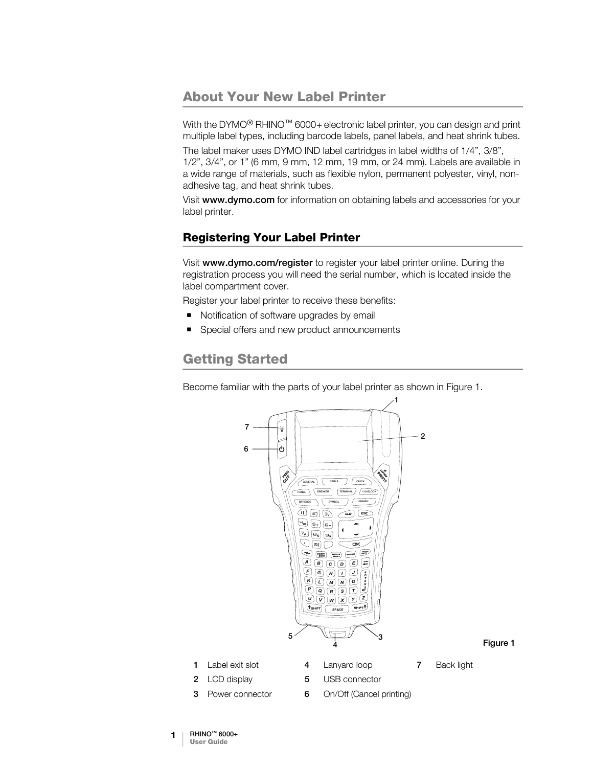# About Your New Label Printer

With the DYMO® RHINO™ 6000+ electronic label printer, you can design and print multiple label types, including barcode labels, panel labels, and heat shrink tubes.

The label maker uses DYMO IND label cartridges in label widths of 1/4”, 3/8”, 1/2”, 3/4”, or 1” (6 mm, 9 mm, 12 mm, 19 mm, or 24 mm). Labels are available in a wide range of materials, such as flexible nylon, permanent polyester, vinyl, non-adhesive tag, and heat shrink tubes.

Visit **www.dymo.com** for information on obtaining labels and accessories for your label printer.

## Registering Your Label Printer

Visit **www.dymo.com/register** to register your label printer online. During the registration process you will need the serial number, which is located inside the label compartment cover.

Register your label printer to receive these benefits:

- Notification of software upgrades by email
- Special offers and new product announcements

# Getting Started

Become familiar with the parts of your label printer as shown in Figure 1.

**Figure 1**

| | | | | | |
|---|---|---|---|---|---|
| **1** | Label exit slot | **4** | Lanyard loop | **7** | Back light |
| **2** | LCD display | **5** | USB connector | | |
| **3** | Power connector | **6** | On/Off (Cancel printing) | | |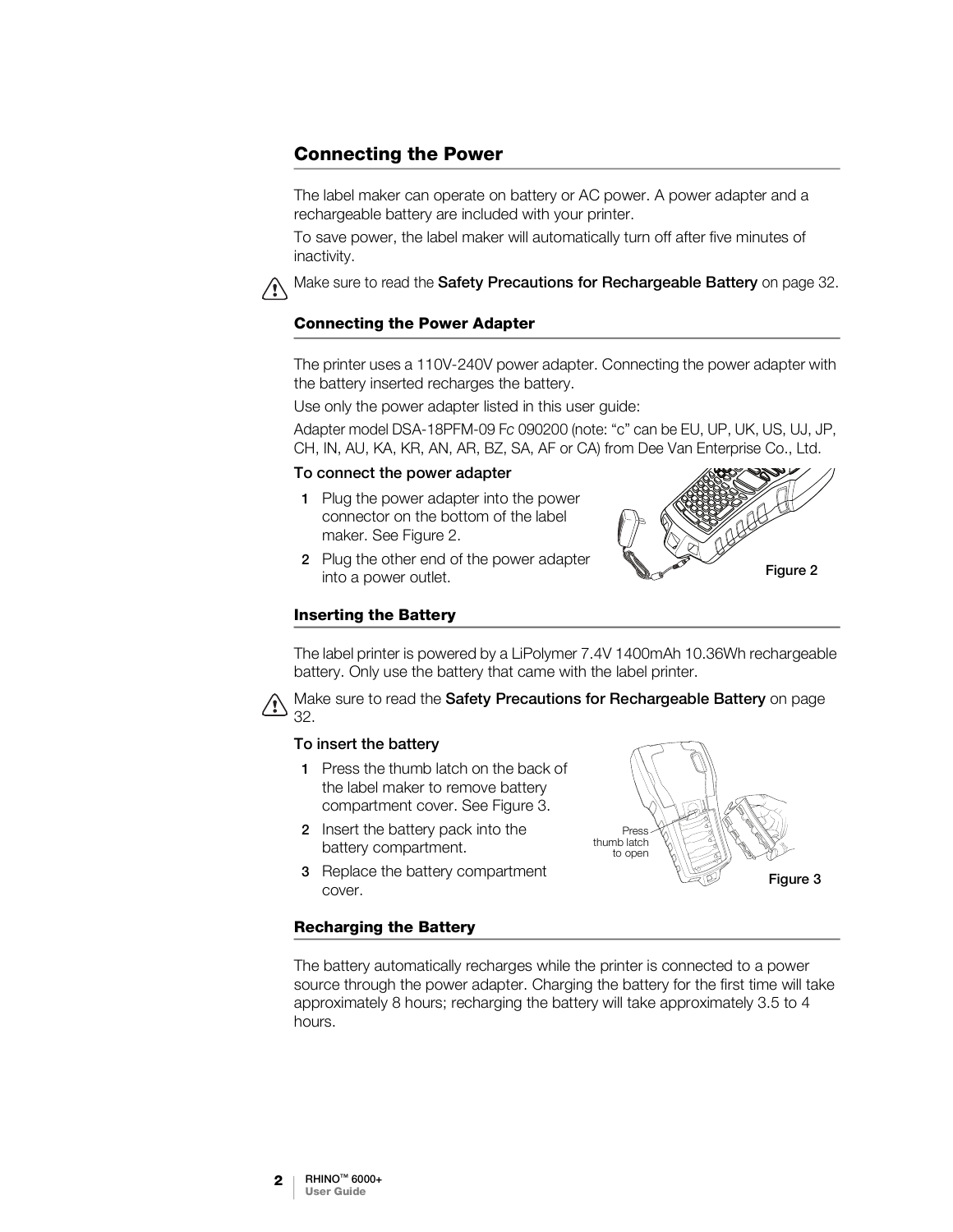## Connecting the Power

The label maker can operate on battery or AC power. A power adapter and a rechargeable battery are included with your printer.

To save power, the label maker will automatically turn off after five minutes of inactivity.

⚠ Make sure to read the **Safety Precautions for Rechargeable Battery** on page 32.

### Connecting the Power Adapter

The printer uses a 110V-240V power adapter. Connecting the power adapter with the battery inserted recharges the battery.

Use only the power adapter listed in this user guide:

Adapter model DSA-18PFM-09 F*c* 090200 (note: "c" can be EU, UP, UK, US, UJ, JP, CH, IN, AU, KA, KR, AN, AR, BZ, SA, AF or CA) from Dee Van Enterprise Co., Ltd.

**To connect the power adapter**

1. Plug the power adapter into the power connector on the bottom of the label maker. See Figure 2.
2. Plug the other end of the power adapter into a power outlet.

Figure 2

### Inserting the Battery

The label printer is powered by a LiPolymer 7.4V 1400mAh 10.36Wh rechargeable battery. Only use the battery that came with the label printer.

⚠ Make sure to read the **Safety Precautions for Rechargeable Battery** on page 32.

**To insert the battery**

1. Press the thumb latch on the back of the label maker to remove battery compartment cover. See Figure 3.
2. Insert the battery pack into the battery compartment.
3. Replace the battery compartment cover.

Press thumb latch to open

Figure 3

### Recharging the Battery

The battery automatically recharges while the printer is connected to a power source through the power adapter. Charging the battery for the first time will take approximately 8 hours; recharging the battery will take approximately 3.5 to 4 hours.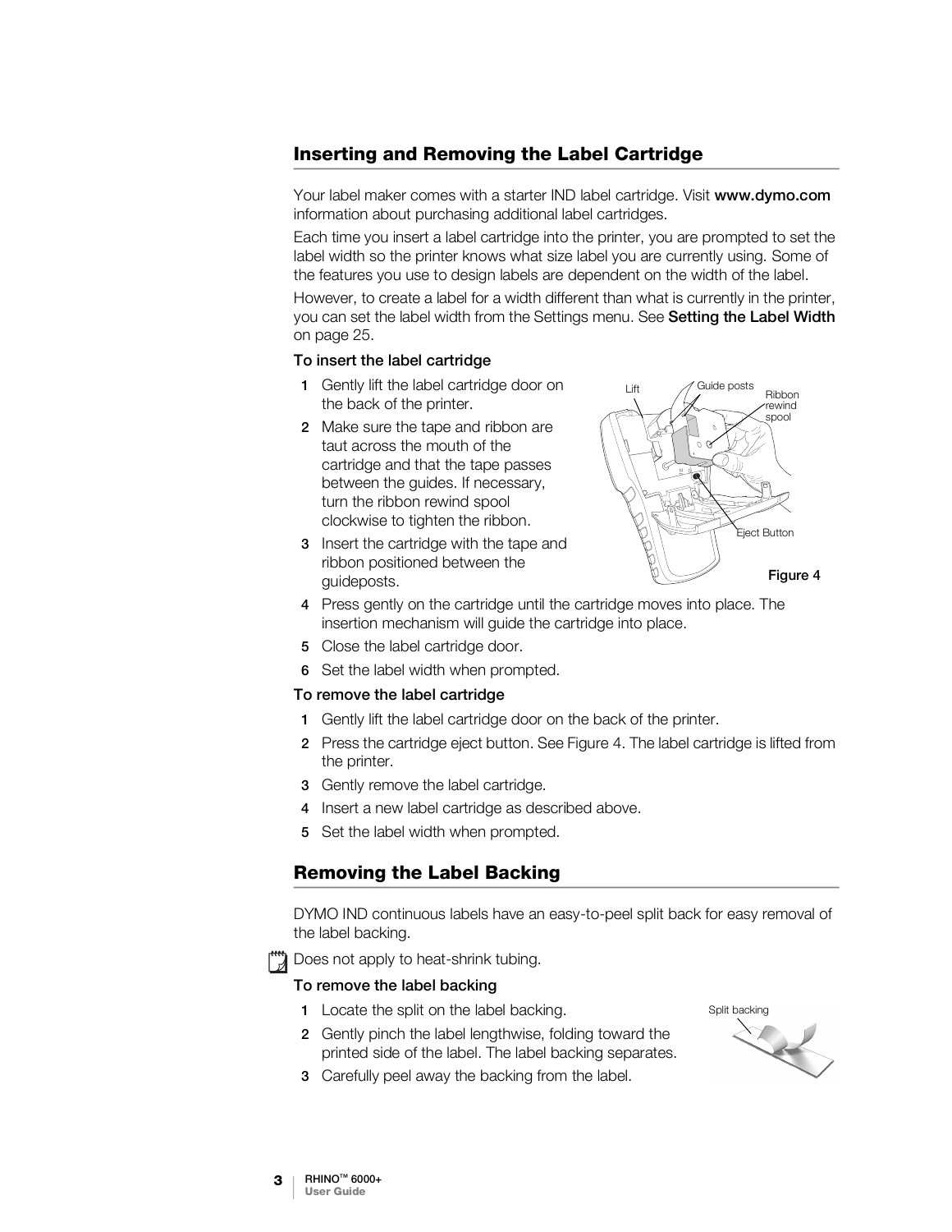## Inserting and Removing the Label Cartridge

Your label maker comes with a starter IND label cartridge. Visit **www.dymo.com** information about purchasing additional label cartridges.

Each time you insert a label cartridge into the printer, you are prompted to set the label width so the printer knows what size label you are currently using. Some of the features you use to design labels are dependent on the width of the label.

However, to create a label for a width different than what is currently in the printer, you can set the label width from the Settings menu. See **Setting the Label Width** on page 25.

**To insert the label cartridge**

1. Gently lift the label cartridge door on the back of the printer.
2. Make sure the tape and ribbon are taut across the mouth of the cartridge and that the tape passes between the guides. If necessary, turn the ribbon rewind spool clockwise to tighten the ribbon.
3. Insert the cartridge with the tape and ribbon positioned between the guideposts.
4. Press gently on the cartridge until the cartridge moves into place. The insertion mechanism will guide the cartridge into place.
5. Close the label cartridge door.
6. Set the label width when prompted.

Lift Guide posts Ribbon rewind spool Eject Button

Figure 4

**To remove the label cartridge**

1. Gently lift the label cartridge door on the back of the printer.
2. Press the cartridge eject button. See Figure 4. The label cartridge is lifted from the printer.
3. Gently remove the label cartridge.
4. Insert a new label cartridge as described above.
5. Set the label width when prompted.

## Removing the Label Backing

DYMO IND continuous labels have an easy-to-peel split back for easy removal of the label backing.

Does not apply to heat-shrink tubing.

**To remove the label backing**

1. Locate the split on the label backing.
2. Gently pinch the label lengthwise, folding toward the printed side of the label. The label backing separates.
3. Carefully peel away the backing from the label.

Split backing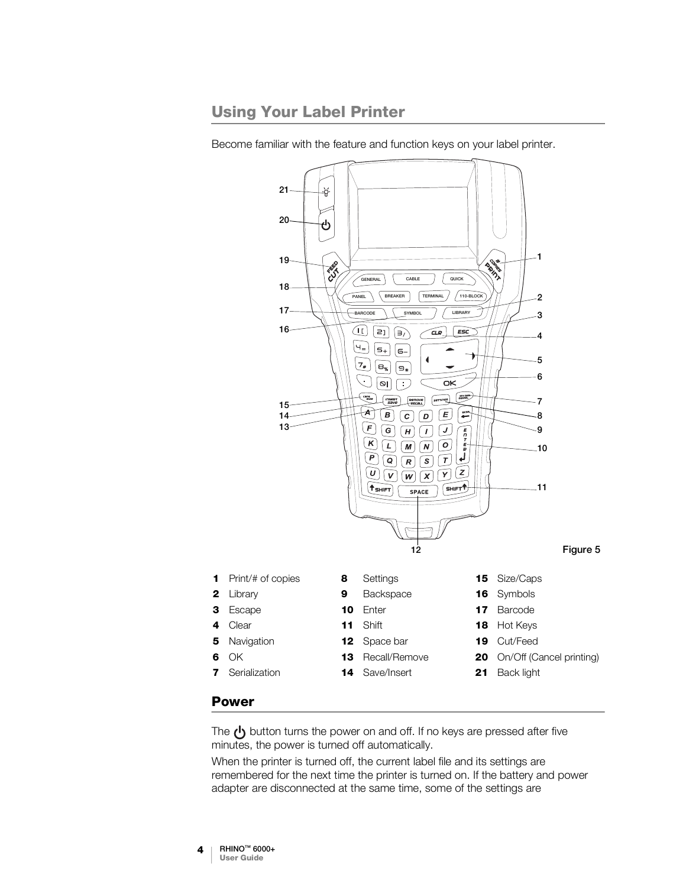## Using Your Label Printer

Become familiar with the feature and function keys on your label printer.

Figure 5

| | | | | | |
|---|---|---|---|---|---|
| **1** | Print/# of copies | **8** | Settings | **15** | Size/Caps |
| **2** | Library | **9** | Backspace | **16** | Symbols |
| **3** | Escape | **10** | Enter | **17** | Barcode |
| **4** | Clear | **11** | Shift | **18** | Hot Keys |
| **5** | Navigation | **12** | Space bar | **19** | Cut/Feed |
| **6** | OK | **13** | Recall/Remove | **20** | On/Off (Cancel printing) |
| **7** | Serialization | **14** | Save/Insert | **21** | Back light |

## Power

The ⏻ button turns the power on and off. If no keys are pressed after five minutes, the power is turned off automatically.

When the printer is turned off, the current label file and its settings are remembered for the next time the printer is turned on. If the battery and power adapter are disconnected at the same time, some of the settings are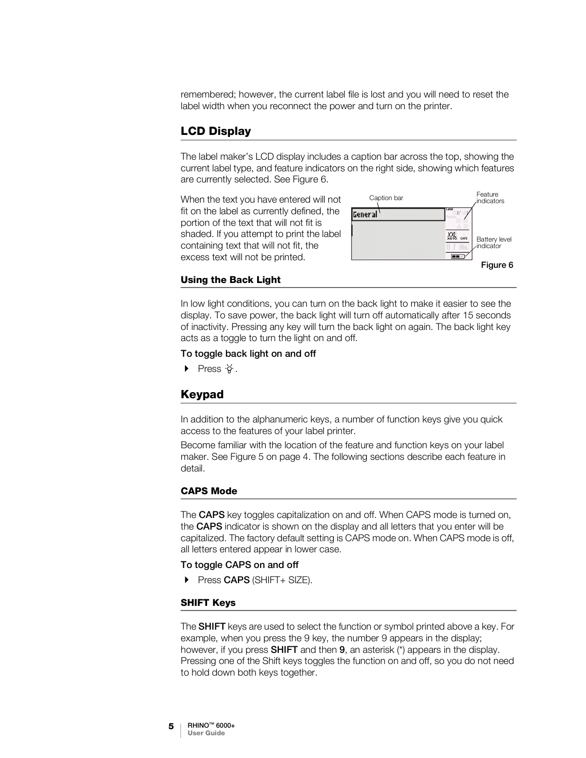remembered; however, the current label file is lost and you will need to reset the label width when you reconnect the power and turn on the printer.

## LCD Display

The label maker's LCD display includes a caption bar across the top, showing the current label type, and feature indicators on the right side, showing which features are currently selected. See Figure 6.

When the text you have entered will not fit on the label as currently defined, the portion of the text that will not fit is shaded. If you attempt to print the label containing text that will not fit, the excess text will not be printed.

Figure 6

### Using the Back Light

In low light conditions, you can turn on the back light to make it easier to see the display. To save power, the back light will turn off automatically after 15 seconds of inactivity. Pressing any key will turn the back light on again. The back light key acts as a toggle to turn the light on and off.

To toggle back light on and off

- Press .

## Keypad

In addition to the alphanumeric keys, a number of function keys give you quick access to the features of your label printer.

Become familiar with the location of the feature and function keys on your label maker. See Figure 5 on page 4. The following sections describe each feature in detail.

### CAPS Mode

The **CAPS** key toggles capitalization on and off. When CAPS mode is turned on, the **CAPS** indicator is shown on the display and all letters that you enter will be capitalized. The factory default setting is CAPS mode on. When CAPS mode is off, all letters entered appear in lower case.

To toggle CAPS on and off

- Press **CAPS** (SHIFT+ SIZE).

### SHIFT Keys

The **SHIFT** keys are used to select the function or symbol printed above a key. For example, when you press the 9 key, the number 9 appears in the display; however, if you press **SHIFT** and then **9**, an asterisk (*) appears in the display. Pressing one of the Shift keys toggles the function on and off, so you do not need to hold down both keys together.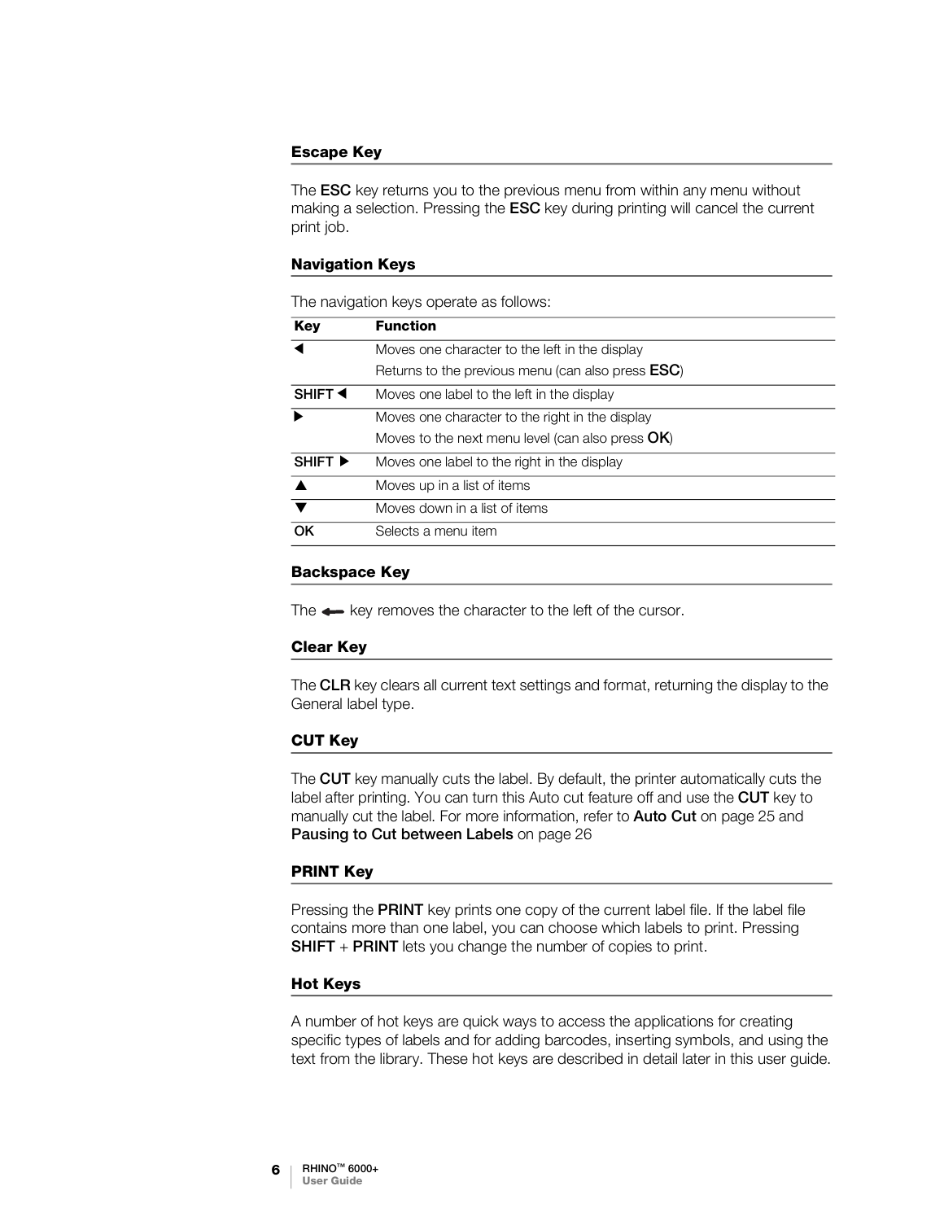### Escape Key

The **ESC** key returns you to the previous menu from within any menu without making a selection. Pressing the **ESC** key during printing will cancel the current print job.

### Navigation Keys

The navigation keys operate as follows:

| Key | Function |
|---|---|
| ◀ | Moves one character to the left in the display<br>Returns to the previous menu (can also press **ESC**) |
| SHIFT ◀ | Moves one label to the left in the display |
| ▶ | Moves one character to the right in the display<br>Moves to the next menu level (can also press **OK**) |
| SHIFT ▶ | Moves one label to the right in the display |
| ▲ | Moves up in a list of items |
| ▼ | Moves down in a list of items |
| OK | Selects a menu item |

### Backspace Key

The ⟵ key removes the character to the left of the cursor.

### Clear Key

The **CLR** key clears all current text settings and format, returning the display to the General label type.

### CUT Key

The **CUT** key manually cuts the label. By default, the printer automatically cuts the label after printing. You can turn this Auto cut feature off and use the **CUT** key to manually cut the label. For more information, refer to **Auto Cut** on page 25 and **Pausing to Cut between Labels** on page 26

### PRINT Key

Pressing the **PRINT** key prints one copy of the current label file. If the label file contains more than one label, you can choose which labels to print. Pressing **SHIFT** + **PRINT** lets you change the number of copies to print.

### Hot Keys

A number of hot keys are quick ways to access the applications for creating specific types of labels and for adding barcodes, inserting symbols, and using the text from the library. These hot keys are described in detail later in this user guide.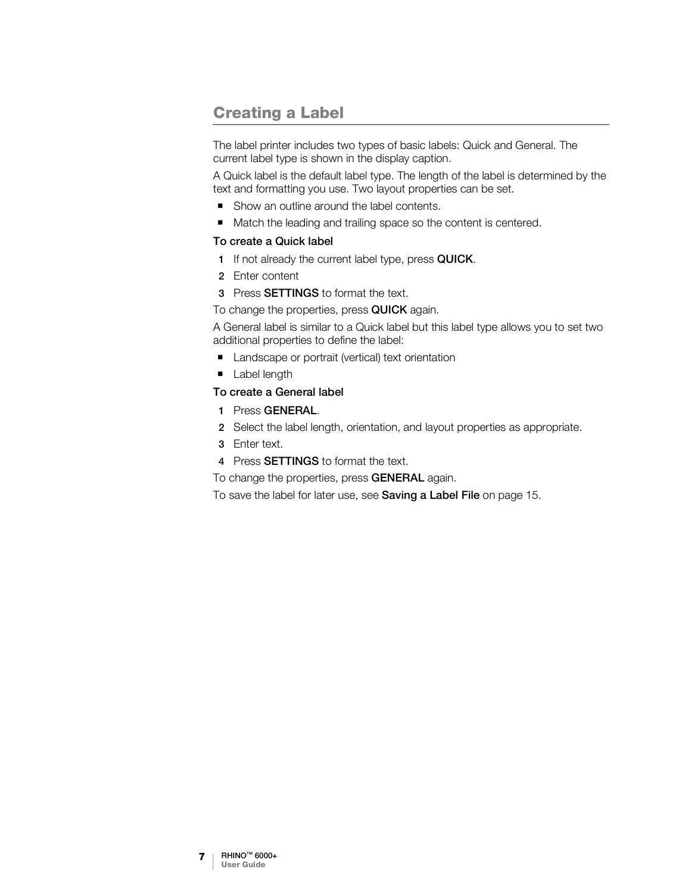# Creating a Label

The label printer includes two types of basic labels: Quick and General. The current label type is shown in the display caption.

A Quick label is the default label type. The length of the label is determined by the text and formatting you use. Two layout properties can be set.

- Show an outline around the label contents.
- Match the leading and trailing space so the content is centered.

**To create a Quick label**

1. If not already the current label type, press **QUICK**.
2. Enter content
3. Press **SETTINGS** to format the text.

To change the properties, press **QUICK** again.

A General label is similar to a Quick label but this label type allows you to set two additional properties to define the label:

- Landscape or portrait (vertical) text orientation
- Label length

**To create a General label**

1. Press **GENERAL**.
2. Select the label length, orientation, and layout properties as appropriate.
3. Enter text.
4. Press **SETTINGS** to format the text.

To change the properties, press **GENERAL** again.

To save the label for later use, see **Saving a Label File** on page 15.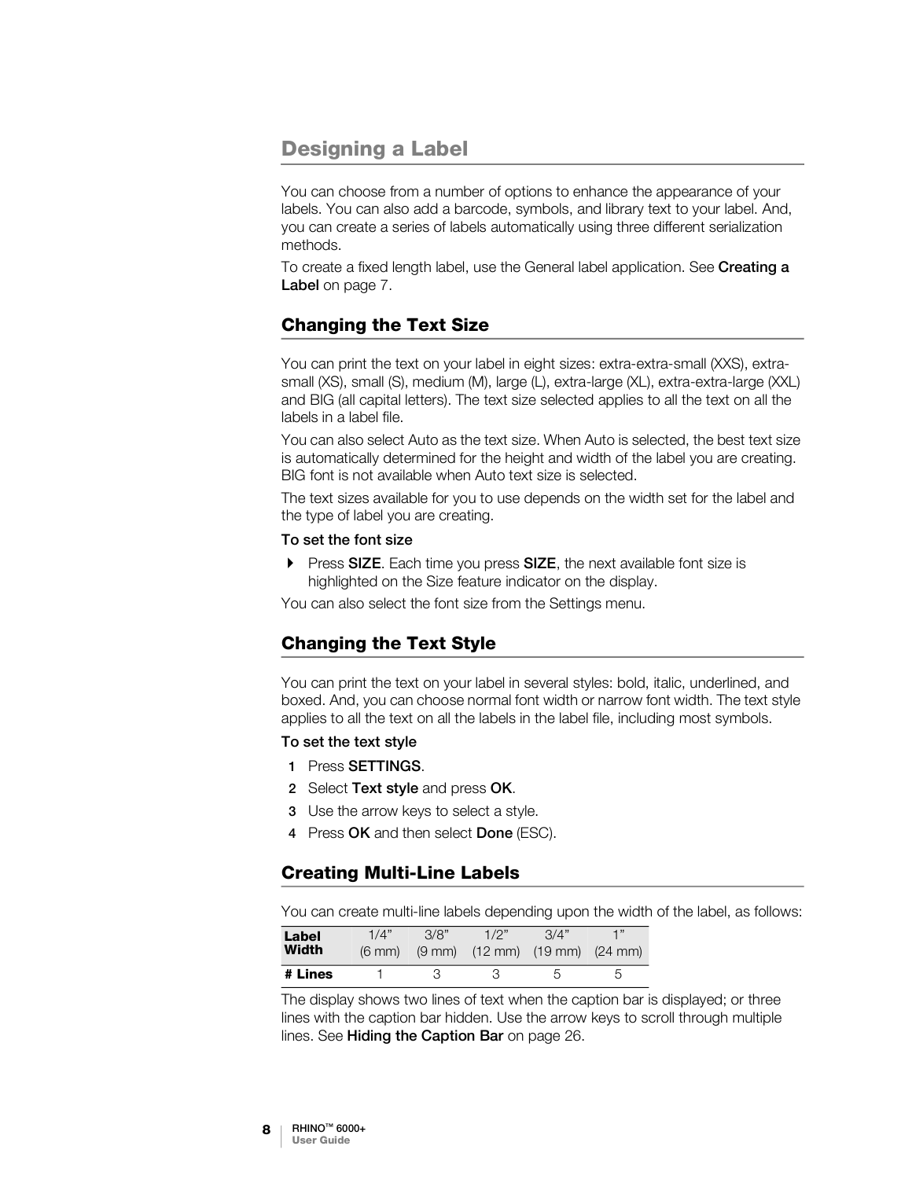# Designing a Label

You can choose from a number of options to enhance the appearance of your labels. You can also add a barcode, symbols, and library text to your label. And, you can create a series of labels automatically using three different serialization methods.

To create a fixed length label, use the General label application. See **Creating a Label** on page 7.

## Changing the Text Size

You can print the text on your label in eight sizes: extra-extra-small (XXS), extra-small (XS), small (S), medium (M), large (L), extra-large (XL), extra-extra-large (XXL) and BIG (all capital letters). The text size selected applies to all the text on all the labels in a label file.

You can also select Auto as the text size. When Auto is selected, the best text size is automatically determined for the height and width of the label you are creating. BIG font is not available when Auto text size is selected.

The text sizes available for you to use depends on the width set for the label and the type of label you are creating.

**To set the font size**

- Press **SIZE**. Each time you press **SIZE**, the next available font size is highlighted on the Size feature indicator on the display.

You can also select the font size from the Settings menu.

## Changing the Text Style

You can print the text on your label in several styles: bold, italic, underlined, and boxed. And, you can choose normal font width or narrow font width. The text style applies to all the text on all the labels in the label file, including most symbols.

**To set the text style**

1. Press **SETTINGS**.
2. Select **Text style** and press **OK**.
3. Use the arrow keys to select a style.
4. Press **OK** and then select **Done** (ESC).

## Creating Multi-Line Labels

You can create multi-line labels depending upon the width of the label, as follows:

| Label Width | 1/4" (6 mm) | 3/8" (9 mm) | 1/2" (12 mm) | 3/4" (19 mm) | 1" (24 mm) |
|---|---|---|---|---|---|
| # Lines | 1 | 3 | 3 | 5 | 5 |

The display shows two lines of text when the caption bar is displayed; or three lines with the caption bar hidden. Use the arrow keys to scroll through multiple lines. See **Hiding the Caption Bar** on page 26.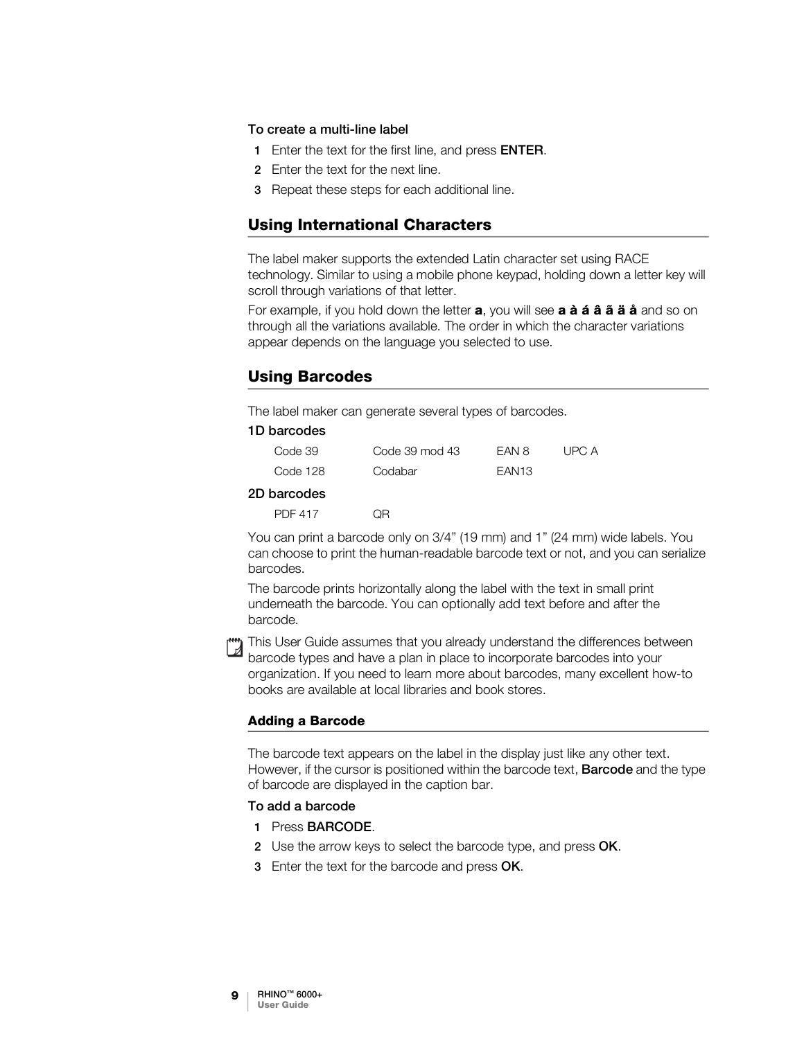**To create a multi-line label**

1. Enter the text for the first line, and press **ENTER**.
2. Enter the text for the next line.
3. Repeat these steps for each additional line.

## Using International Characters

The label maker supports the extended Latin character set using RACE technology. Similar to using a mobile phone keypad, holding down a letter key will scroll through variations of that letter.

For example, if you hold down the letter **a**, you will see **a à á â ã ä å** and so on through all the variations available. The order in which the character variations appear depends on the language you selected to use.

## Using Barcodes

The label maker can generate several types of barcodes.

**1D barcodes**

| | | | |
|---|---|---|---|
| Code 39 | Code 39 mod 43 | EAN 8 | UPC A |
| Code 128 | Codabar | EAN13 | |

**2D barcodes**

| | |
|---|---|
| PDF 417 | QR |

You can print a barcode only on 3/4” (19 mm) and 1” (24 mm) wide labels. You can choose to print the human-readable barcode text or not, and you can serialize barcodes.

The barcode prints horizontally along the label with the text in small print underneath the barcode. You can optionally add text before and after the barcode.

This User Guide assumes that you already understand the differences between barcode types and have a plan in place to incorporate barcodes into your organization. If you need to learn more about barcodes, many excellent how-to books are available at local libraries and book stores.

### Adding a Barcode

The barcode text appears on the label in the display just like any other text. However, if the cursor is positioned within the barcode text, **Barcode** and the type of barcode are displayed in the caption bar.

**To add a barcode**

1. Press **BARCODE**.
2. Use the arrow keys to select the barcode type, and press **OK**.
3. Enter the text for the barcode and press **OK**.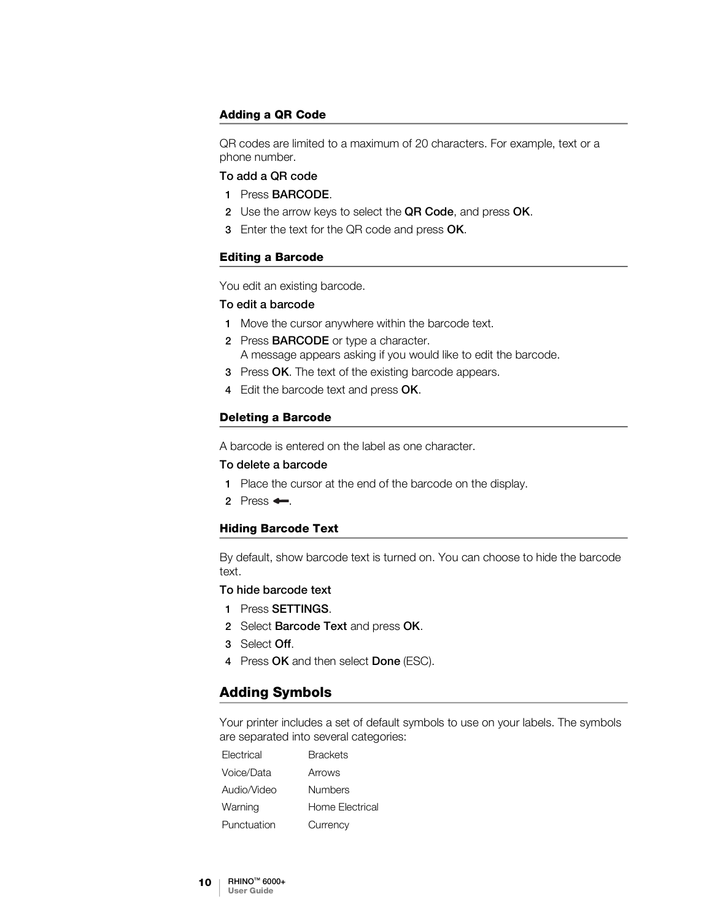### Adding a QR Code

QR codes are limited to a maximum of 20 characters. For example, text or a phone number.

**To add a QR code**

1. Press **BARCODE**.
2. Use the arrow keys to select the **QR Code**, and press **OK**.
3. Enter the text for the QR code and press **OK**.

### Editing a Barcode

You edit an existing barcode.

**To edit a barcode**

1. Move the cursor anywhere within the barcode text.
2. Press **BARCODE** or type a character.
   A message appears asking if you would like to edit the barcode.
3. Press **OK**. The text of the existing barcode appears.
4. Edit the barcode text and press **OK**.

### Deleting a Barcode

A barcode is entered on the label as one character.

**To delete a barcode**

1. Place the cursor at the end of the barcode on the display.
2. Press ⟵.

### Hiding Barcode Text

By default, show barcode text is turned on. You can choose to hide the barcode text.

**To hide barcode text**

1. Press **SETTINGS**.
2. Select **Barcode Text** and press **OK**.
3. Select **Off**.
4. Press **OK** and then select **Done** (ESC).

## Adding Symbols

Your printer includes a set of default symbols to use on your labels. The symbols are separated into several categories:

| | |
|---|---|
| Electrical | Brackets |
| Voice/Data | Arrows |
| Audio/Video | Numbers |
| Warning | Home Electrical |
| Punctuation | Currency |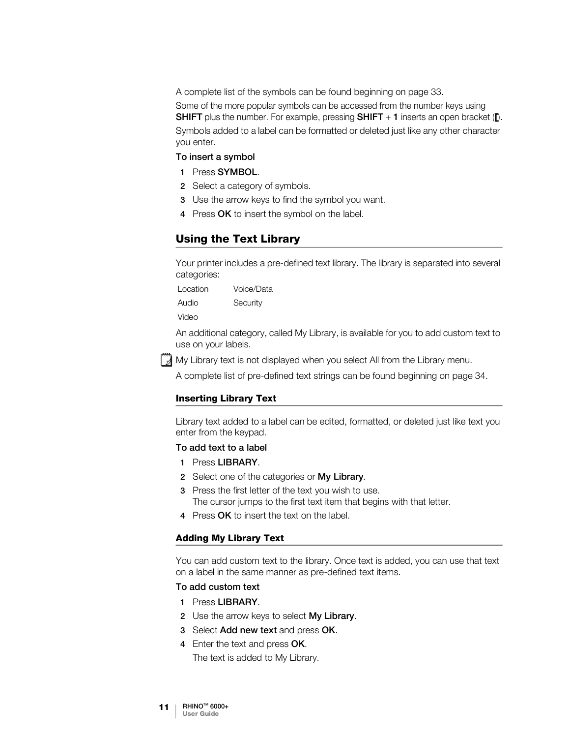A complete list of the symbols can be found beginning on page 33.

Some of the more popular symbols can be accessed from the number keys using **SHIFT** plus the number. For example, pressing **SHIFT** + **1** inserts an open bracket ([).

Symbols added to a label can be formatted or deleted just like any other character you enter.

**To insert a symbol**

1. Press **SYMBOL**.
2. Select a category of symbols.
3. Use the arrow keys to find the symbol you want.
4. Press **OK** to insert the symbol on the label.

## Using the Text Library

Your printer includes a pre-defined text library. The library is separated into several categories:

| | |
|---|---|
| Location | Voice/Data |
| Audio | Security |
| Video | |

An additional category, called My Library, is available for you to add custom text to use on your labels.

My Library text is not displayed when you select All from the Library menu.

A complete list of pre-defined text strings can be found beginning on page 34.

### Inserting Library Text

Library text added to a label can be edited, formatted, or deleted just like text you enter from the keypad.

**To add text to a label**

1. Press **LIBRARY**.
2. Select one of the categories or **My Library**.
3. Press the first letter of the text you wish to use.
   The cursor jumps to the first text item that begins with that letter.
4. Press **OK** to insert the text on the label.

### Adding My Library Text

You can add custom text to the library. Once text is added, you can use that text on a label in the same manner as pre-defined text items.

**To add custom text**

1. Press **LIBRARY**.
2. Use the arrow keys to select **My Library**.
3. Select **Add new text** and press **OK**.
4. Enter the text and press **OK**.

   The text is added to My Library.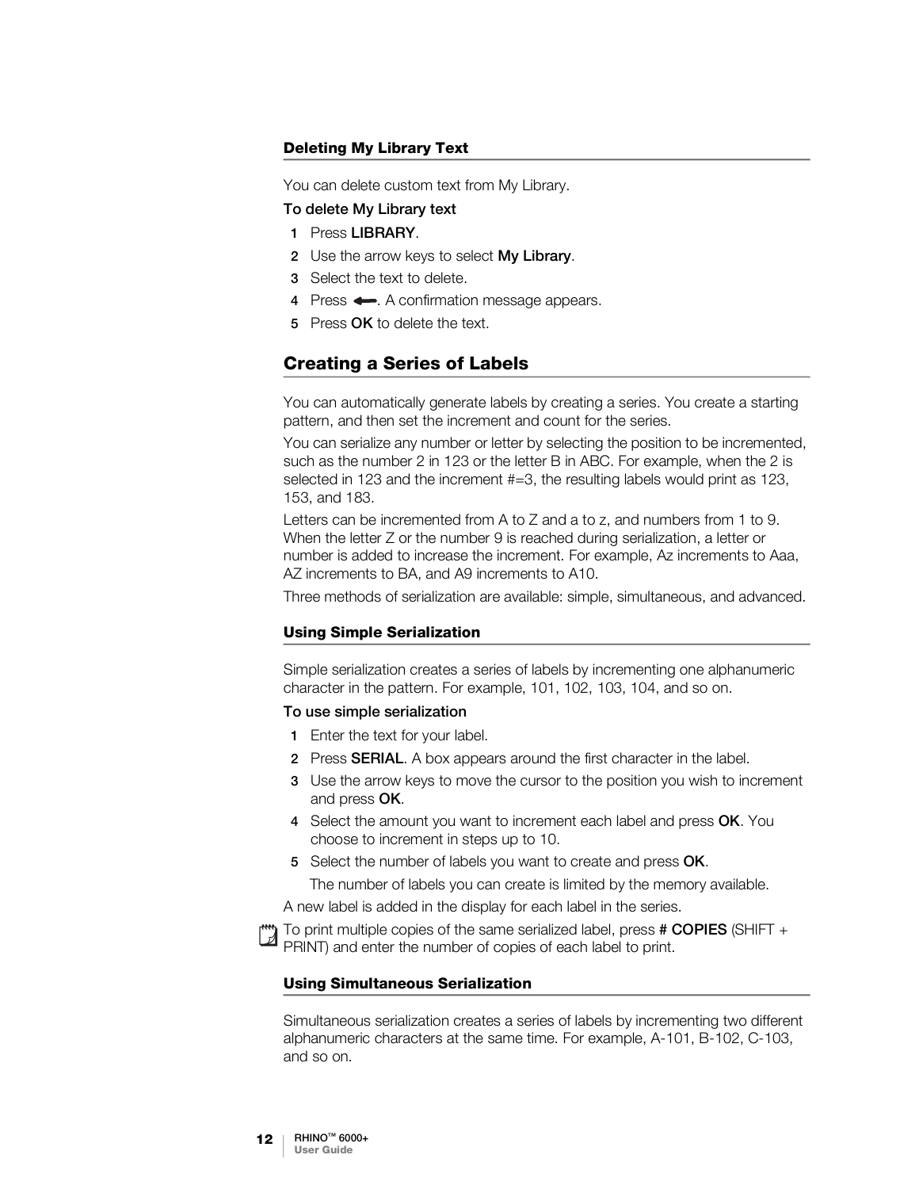### Deleting My Library Text

You can delete custom text from My Library.

**To delete My Library text**

1. Press **LIBRARY**.
2. Use the arrow keys to select **My Library**.
3. Select the text to delete.
4. Press ⟵. A confirmation message appears.
5. Press **OK** to delete the text.

## Creating a Series of Labels

You can automatically generate labels by creating a series. You create a starting pattern, and then set the increment and count for the series.

You can serialize any number or letter by selecting the position to be incremented, such as the number 2 in 123 or the letter B in ABC. For example, when the 2 is selected in 123 and the increment #=3, the resulting labels would print as 123, 153, and 183.

Letters can be incremented from A to Z and a to z, and numbers from 1 to 9. When the letter Z or the number 9 is reached during serialization, a letter or number is added to increase the increment. For example, Az increments to Aaa, AZ increments to BA, and A9 increments to A10.

Three methods of serialization are available: simple, simultaneous, and advanced.

### Using Simple Serialization

Simple serialization creates a series of labels by incrementing one alphanumeric character in the pattern. For example, 101, 102, 103, 104, and so on.

**To use simple serialization**

1. Enter the text for your label.
2. Press **SERIAL**. A box appears around the first character in the label.
3. Use the arrow keys to move the cursor to the position you wish to increment and press **OK**.
4. Select the amount you want to increment each label and press **OK**. You choose to increment in steps up to 10.
5. Select the number of labels you want to create and press **OK**.

   The number of labels you can create is limited by the memory available.

A new label is added in the display for each label in the series.

To print multiple copies of the same serialized label, press **# COPIES** (SHIFT + PRINT) and enter the number of copies of each label to print.

### Using Simultaneous Serialization

Simultaneous serialization creates a series of labels by incrementing two different alphanumeric characters at the same time. For example, A-101, B-102, C-103, and so on.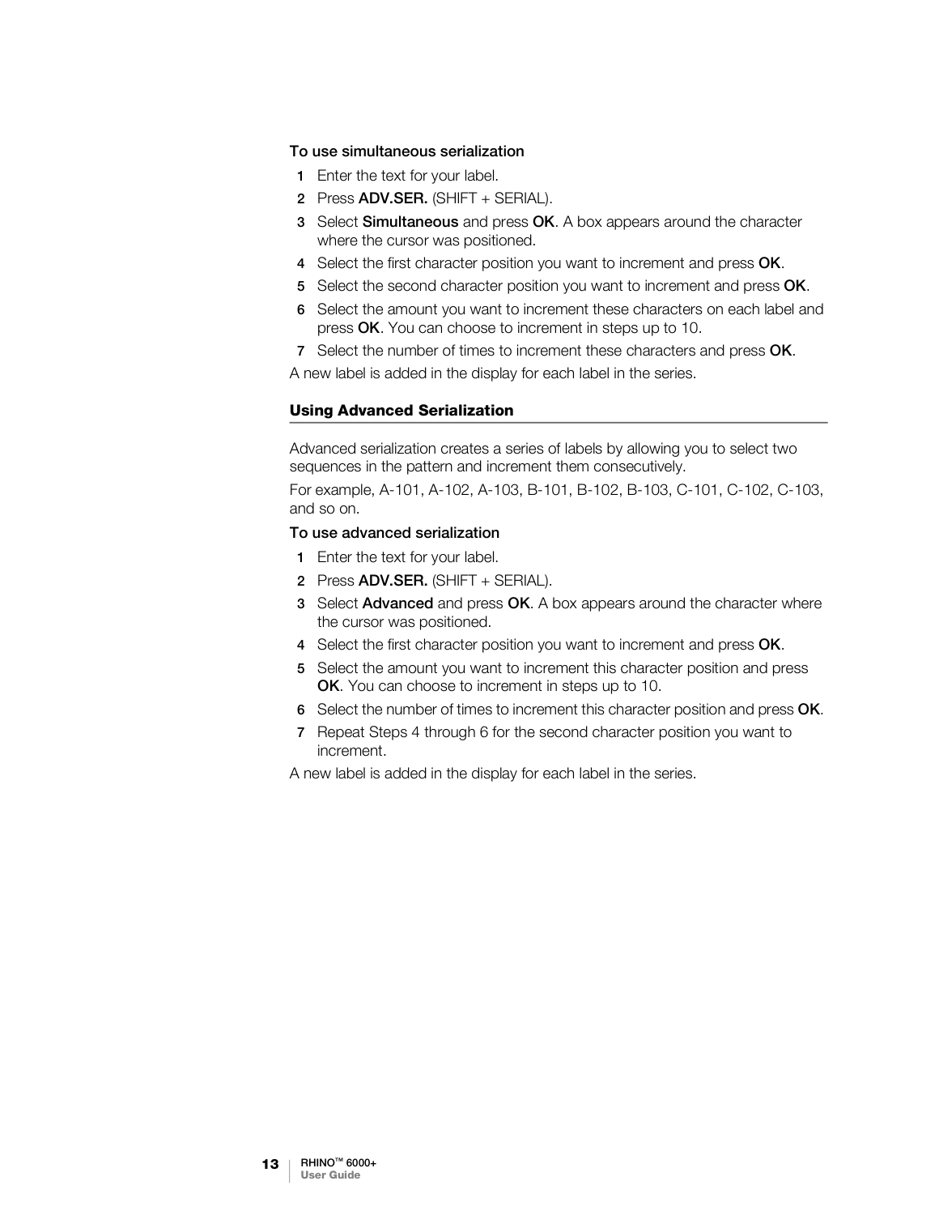**To use simultaneous serialization**

1. Enter the text for your label.
2. Press **ADV.SER.** (SHIFT + SERIAL).
3. Select **Simultaneous** and press **OK**. A box appears around the character where the cursor was positioned.
4. Select the first character position you want to increment and press **OK**.
5. Select the second character position you want to increment and press **OK**.
6. Select the amount you want to increment these characters on each label and press **OK**. You can choose to increment in steps up to 10.
7. Select the number of times to increment these characters and press **OK**.

A new label is added in the display for each label in the series.

## Using Advanced Serialization

Advanced serialization creates a series of labels by allowing you to select two sequences in the pattern and increment them consecutively.

For example, A-101, A-102, A-103, B-101, B-102, B-103, C-101, C-102, C-103, and so on.

**To use advanced serialization**

1. Enter the text for your label.
2. Press **ADV.SER.** (SHIFT + SERIAL).
3. Select **Advanced** and press **OK**. A box appears around the character where the cursor was positioned.
4. Select the first character position you want to increment and press **OK**.
5. Select the amount you want to increment this character position and press **OK**. You can choose to increment in steps up to 10.
6. Select the number of times to increment this character position and press **OK**.
7. Repeat Steps 4 through 6 for the second character position you want to increment.

A new label is added in the display for each label in the series.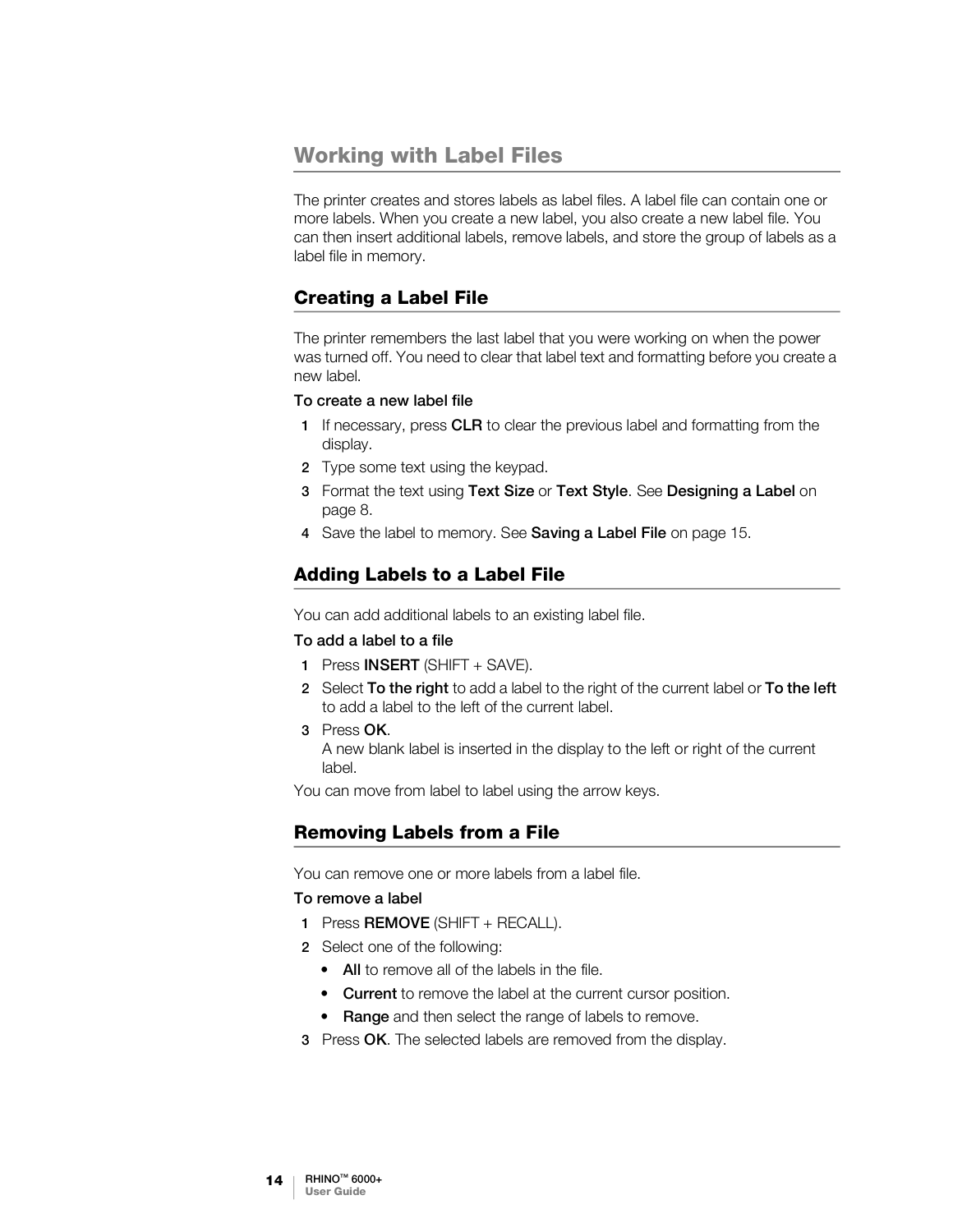# Working with Label Files

The printer creates and stores labels as label files. A label file can contain one or more labels. When you create a new label, you also create a new label file. You can then insert additional labels, remove labels, and store the group of labels as a label file in memory.

## Creating a Label File

The printer remembers the last label that you were working on when the power was turned off. You need to clear that label text and formatting before you create a new label.

**To create a new label file**

1. If necessary, press **CLR** to clear the previous label and formatting from the display.
2. Type some text using the keypad.
3. Format the text using **Text Size** or **Text Style**. See **Designing a Label** on page 8.
4. Save the label to memory. See **Saving a Label File** on page 15.

## Adding Labels to a Label File

You can add additional labels to an existing label file.

**To add a label to a file**

1. Press **INSERT** (SHIFT + SAVE).
2. Select **To the right** to add a label to the right of the current label or **To the left** to add a label to the left of the current label.
3. Press **OK**.
   A new blank label is inserted in the display to the left or right of the current label.

You can move from label to label using the arrow keys.

## Removing Labels from a File

You can remove one or more labels from a label file.

**To remove a label**

1. Press **REMOVE** (SHIFT + RECALL).
2. Select one of the following:
   - **All** to remove all of the labels in the file.
   - **Current** to remove the label at the current cursor position.
   - **Range** and then select the range of labels to remove.
3. Press **OK**. The selected labels are removed from the display.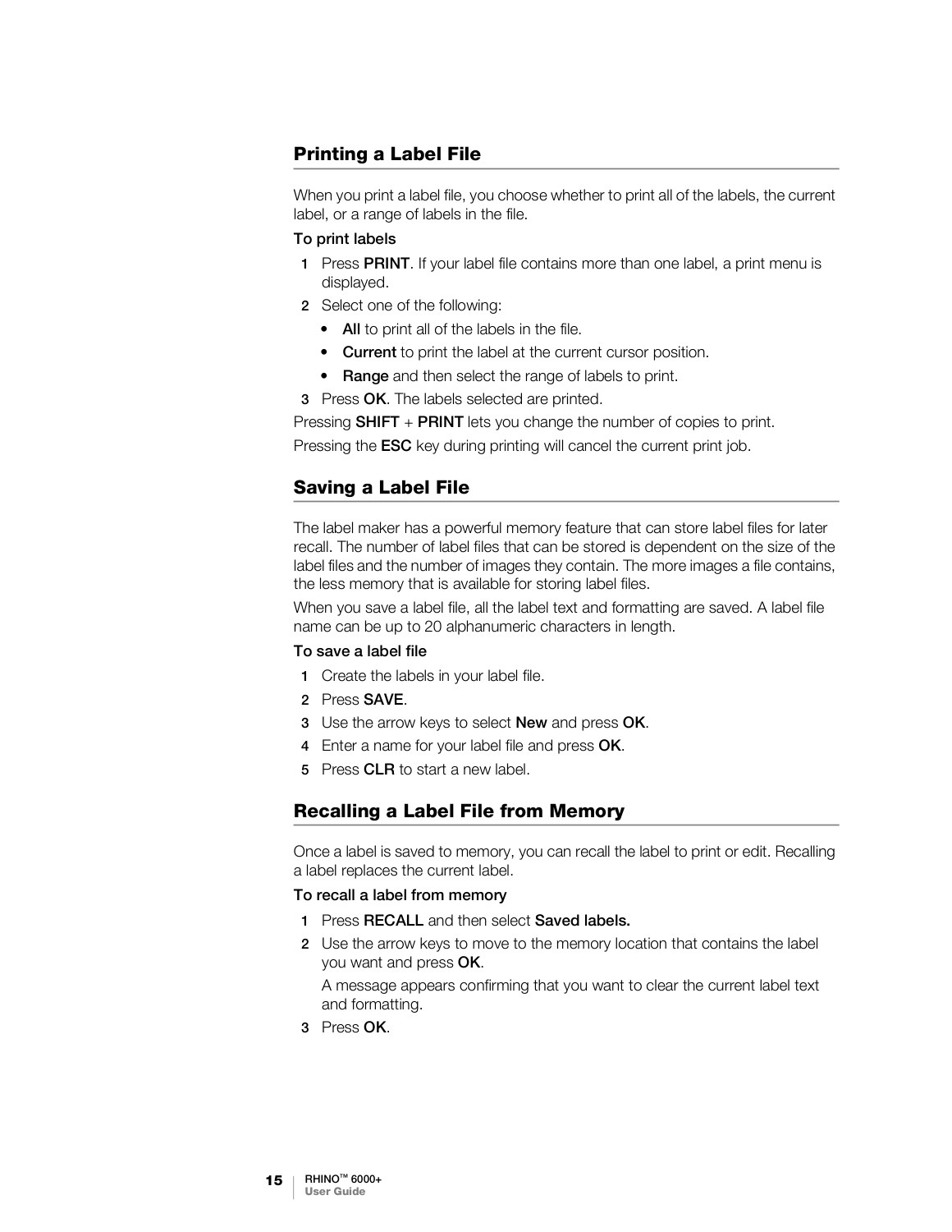## Printing a Label File

When you print a label file, you choose whether to print all of the labels, the current label, or a range of labels in the file.

**To print labels**

1. Press **PRINT**. If your label file contains more than one label, a print menu is displayed.
2. Select one of the following:
   - **All** to print all of the labels in the file.
   - **Current** to print the label at the current cursor position.
   - **Range** and then select the range of labels to print.
3. Press **OK**. The labels selected are printed.

Pressing **SHIFT** + **PRINT** lets you change the number of copies to print.

Pressing the **ESC** key during printing will cancel the current print job.

## Saving a Label File

The label maker has a powerful memory feature that can store label files for later recall. The number of label files that can be stored is dependent on the size of the label files and the number of images they contain. The more images a file contains, the less memory that is available for storing label files.

When you save a label file, all the label text and formatting are saved. A label file name can be up to 20 alphanumeric characters in length.

**To save a label file**

1. Create the labels in your label file.
2. Press **SAVE**.
3. Use the arrow keys to select **New** and press **OK**.
4. Enter a name for your label file and press **OK**.
5. Press **CLR** to start a new label.

## Recalling a Label File from Memory

Once a label is saved to memory, you can recall the label to print or edit. Recalling a label replaces the current label.

**To recall a label from memory**

1. Press **RECALL** and then select **Saved labels.**
2. Use the arrow keys to move to the memory location that contains the label you want and press **OK**.

   A message appears confirming that you want to clear the current label text and formatting.
3. Press **OK**.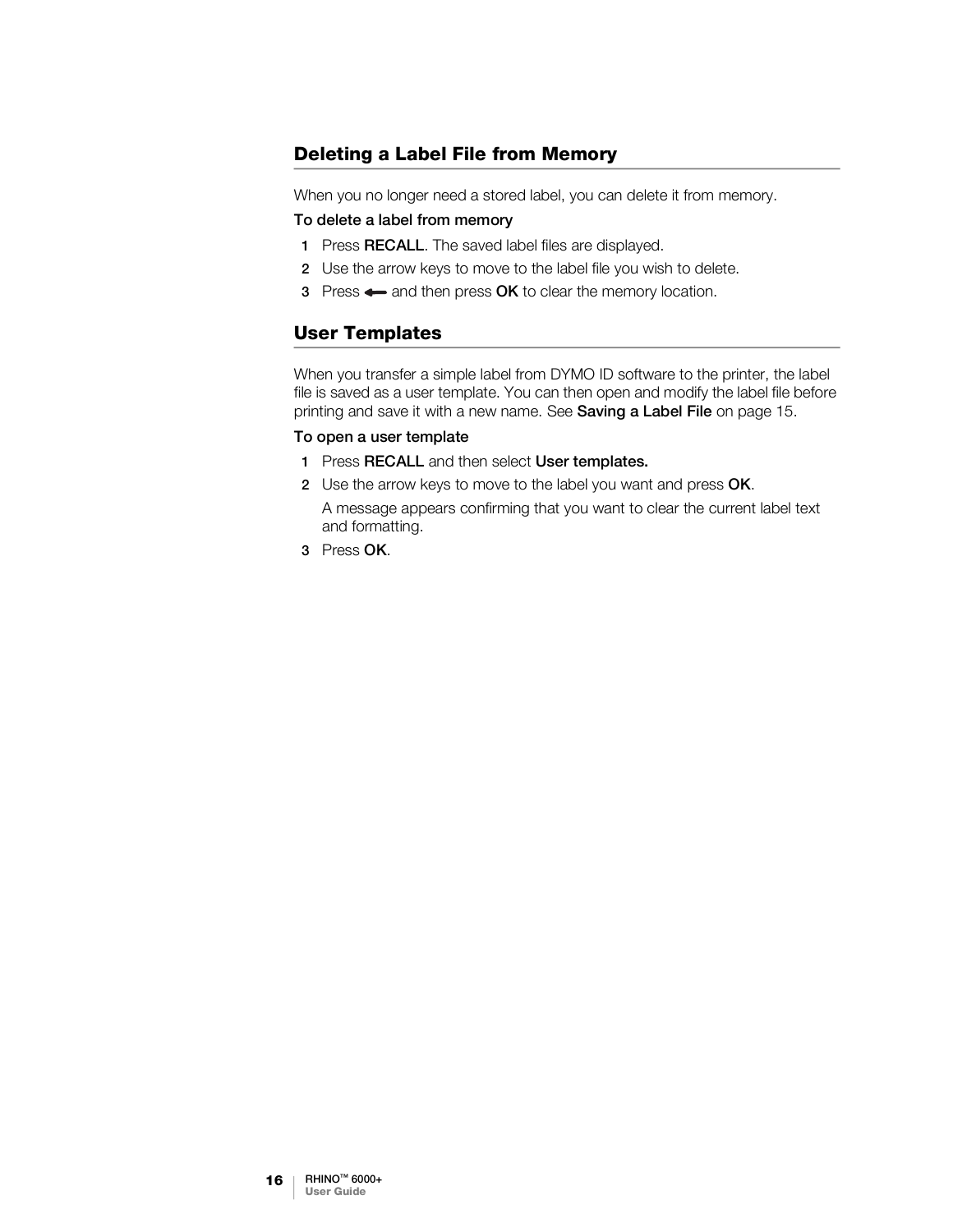## Deleting a Label File from Memory

When you no longer need a stored label, you can delete it from memory.

**To delete a label from memory**

1. Press **RECALL**. The saved label files are displayed.
2. Use the arrow keys to move to the label file you wish to delete.
3. Press ⟵ and then press **OK** to clear the memory location.

## User Templates

When you transfer a simple label from DYMO ID software to the printer, the label file is saved as a user template. You can then open and modify the label file before printing and save it with a new name. See **Saving a Label File** on page 15.

**To open a user template**

1. Press **RECALL** and then select **User templates.**
2. Use the arrow keys to move to the label you want and press **OK**.

   A message appears confirming that you want to clear the current label text and formatting.
3. Press **OK**.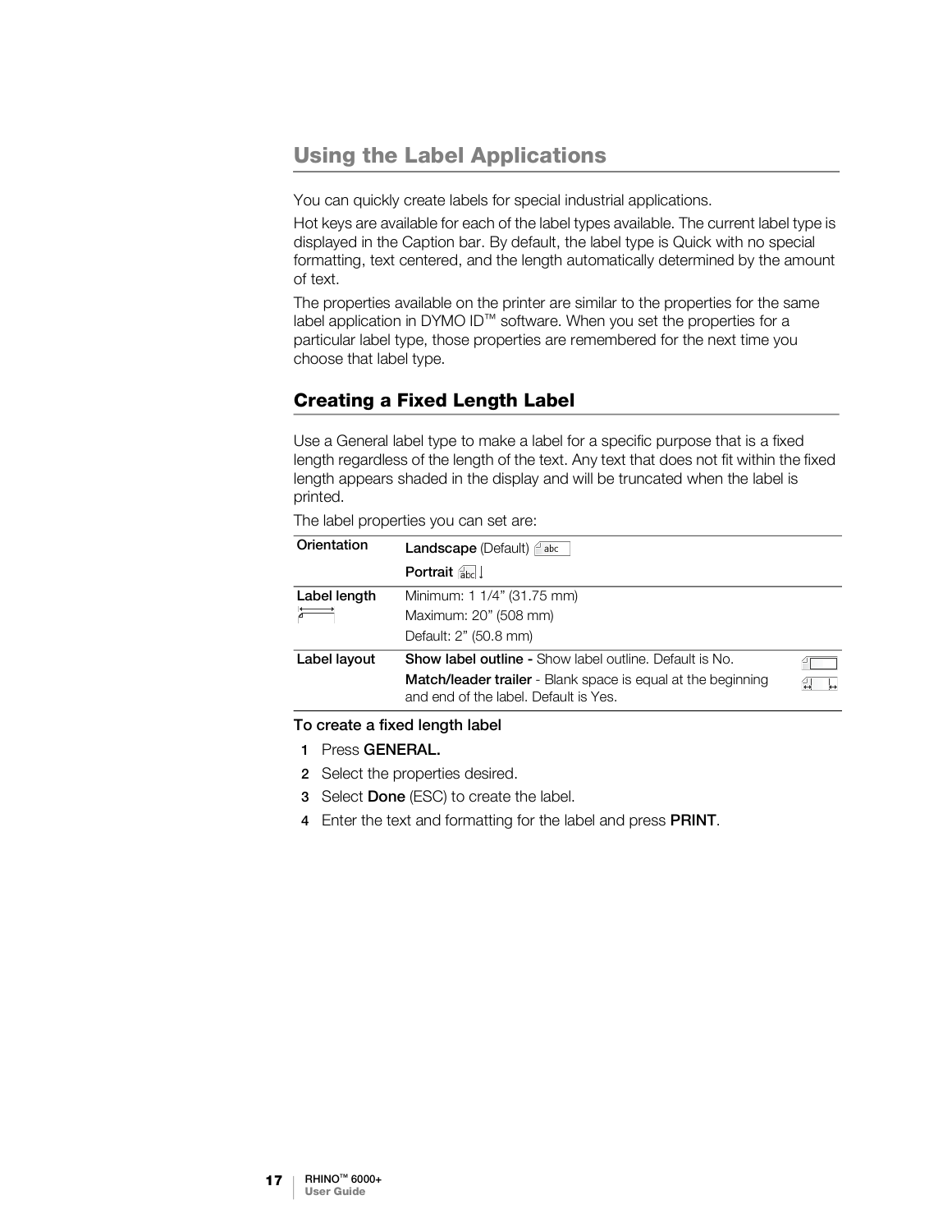# Using the Label Applications

You can quickly create labels for special industrial applications.

Hot keys are available for each of the label types available. The current label type is displayed in the Caption bar. By default, the label type is Quick with no special formatting, text centered, and the length automatically determined by the amount of text.

The properties available on the printer are similar to the properties for the same label application in DYMO ID™ software. When you set the properties for a particular label type, those properties are remembered for the next time you choose that label type.

## Creating a Fixed Length Label

Use a General label type to make a label for a specific purpose that is a fixed length regardless of the length of the text. Any text that does not fit within the fixed length appears shaded in the display and will be truncated when the label is printed.

The label properties you can set are:

| | |
|---|---|
| Orientation | **Landscape** (Default)<br>**Portrait** |
| Label length | Minimum: 1 1/4" (31.75 mm)<br>Maximum: 20" (508 mm)<br>Default: 2" (50.8 mm) |
| Label layout | **Show label outline -** Show label outline. Default is No.<br>**Match/leader trailer** - Blank space is equal at the beginning and end of the label. Default is Yes. |

**To create a fixed length label**

1. Press **GENERAL.**
2. Select the properties desired.
3. Select **Done** (ESC) to create the label.
4. Enter the text and formatting for the label and press **PRINT**.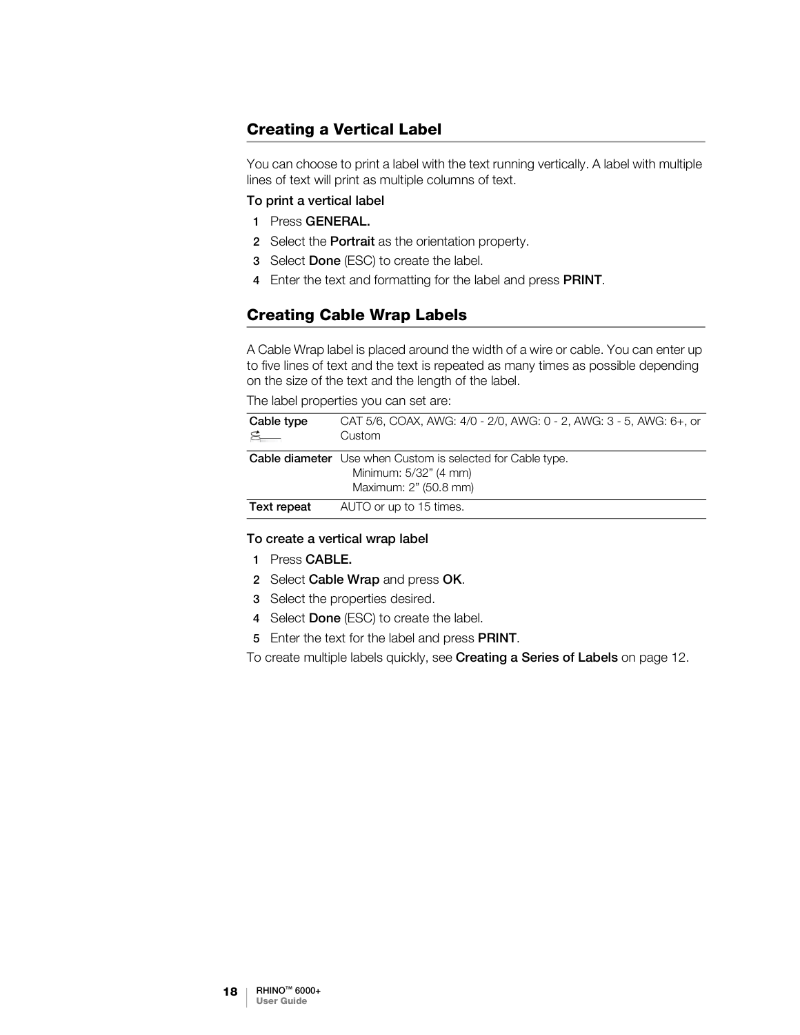## Creating a Vertical Label

You can choose to print a label with the text running vertically. A label with multiple lines of text will print as multiple columns of text.

**To print a vertical label**

1. Press **GENERAL.**
2. Select the **Portrait** as the orientation property.
3. Select **Done** (ESC) to create the label.
4. Enter the text and formatting for the label and press **PRINT**.

## Creating Cable Wrap Labels

A Cable Wrap label is placed around the width of a wire or cable. You can enter up to five lines of text and the text is repeated as many times as possible depending on the size of the text and the length of the label.

The label properties you can set are:

| | |
|---|---|
| **Cable type** | CAT 5/6, COAX, AWG: 4/0 - 2/0, AWG: 0 - 2, AWG: 3 - 5, AWG: 6+, or Custom |
| **Cable diameter** | Use when Custom is selected for Cable type.<br>Minimum: 5/32” (4 mm)<br>Maximum: 2” (50.8 mm) |
| **Text repeat** | AUTO or up to 15 times. |

**To create a vertical wrap label**

1. Press **CABLE.**
2. Select **Cable Wrap** and press **OK**.
3. Select the properties desired.
4. Select **Done** (ESC) to create the label.
5. Enter the text for the label and press **PRINT**.

To create multiple labels quickly, see **Creating a Series of Labels** on page 12.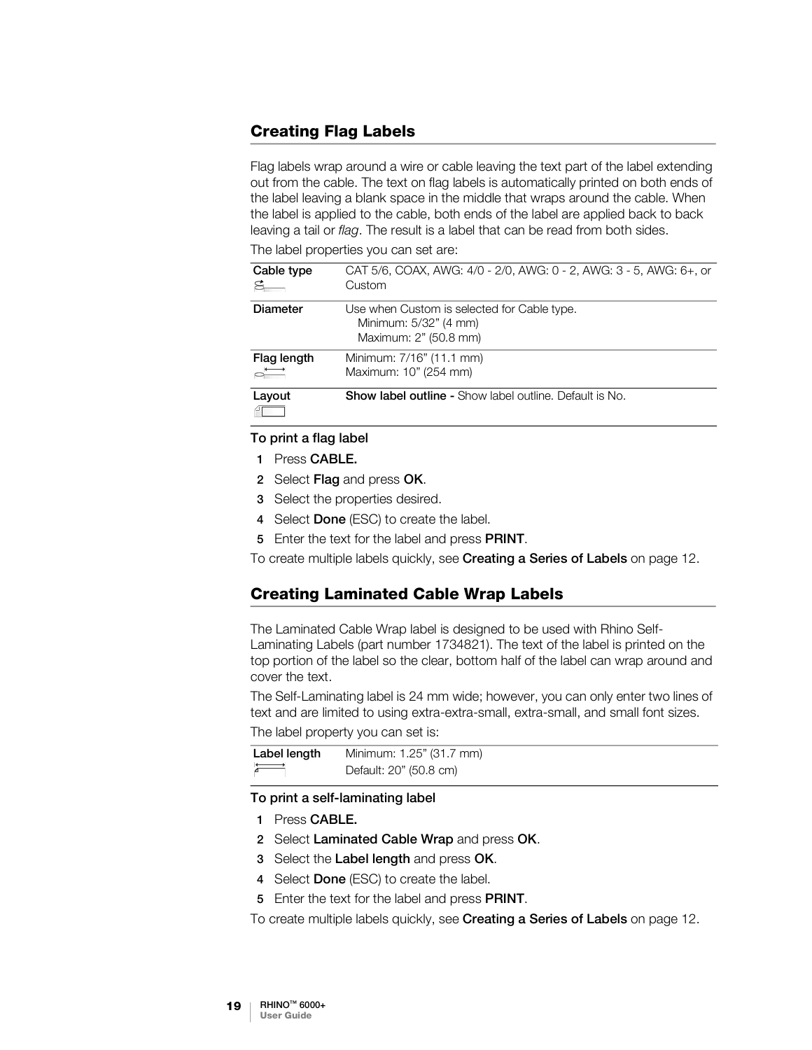## Creating Flag Labels

Flag labels wrap around a wire or cable leaving the text part of the label extending out from the cable. The text on flag labels is automatically printed on both ends of the label leaving a blank space in the middle that wraps around the cable. When the label is applied to the cable, both ends of the label are applied back to back leaving a tail or *flag*. The result is a label that can be read from both sides.

The label properties you can set are:

| | |
|---|---|
| **Cable type** | CAT 5/6, COAX, AWG: 4/0 - 2/0, AWG: 0 - 2, AWG: 3 - 5, AWG: 6+, or Custom |
| **Diameter** | Use when Custom is selected for Cable type.<br>Minimum: 5/32" (4 mm)<br>Maximum: 2" (50.8 mm) |
| **Flag length** | Minimum: 7/16" (11.1 mm)<br>Maximum: 10" (254 mm) |
| **Layout** | **Show label outline -** Show label outline. Default is No. |

**To print a flag label**

1. Press **CABLE.**
2. Select **Flag** and press **OK**.
3. Select the properties desired.
4. Select **Done** (ESC) to create the label.
5. Enter the text for the label and press **PRINT**.

To create multiple labels quickly, see **Creating a Series of Labels** on page 12.

## Creating Laminated Cable Wrap Labels

The Laminated Cable Wrap label is designed to be used with Rhino Self-Laminating Labels (part number 1734821). The text of the label is printed on the top portion of the label so the clear, bottom half of the label can wrap around and cover the text.

The Self-Laminating label is 24 mm wide; however, you can only enter two lines of text and are limited to using extra-extra-small, extra-small, and small font sizes.

The label property you can set is:

| | |
|---|---|
| **Label length** | Minimum: 1.25" (31.7 mm)<br>Default: 20" (50.8 cm) |

**To print a self-laminating label**

1. Press **CABLE.**
2. Select **Laminated Cable Wrap** and press **OK**.
3. Select the **Label length** and press **OK**.
4. Select **Done** (ESC) to create the label.
5. Enter the text for the label and press **PRINT**.

To create multiple labels quickly, see **Creating a Series of Labels** on page 12.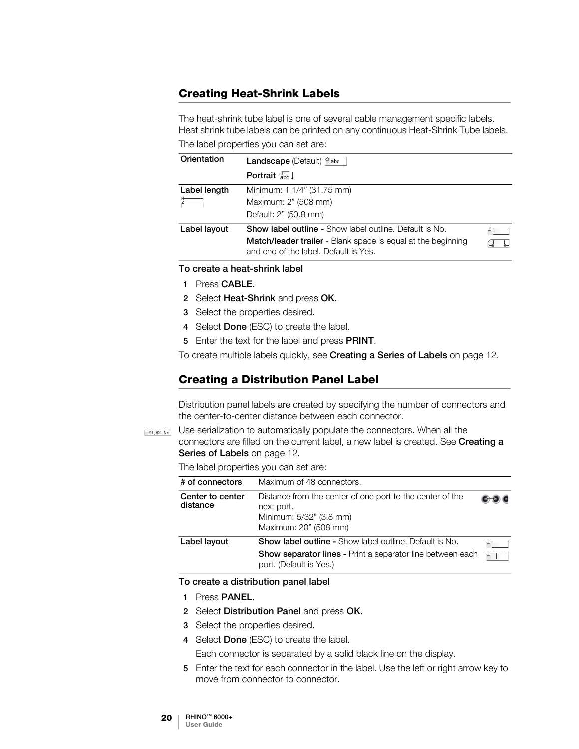## Creating Heat-Shrink Labels

The heat-shrink tube label is one of several cable management specific labels. Heat shrink tube labels can be printed on any continuous Heat-Shrink Tube labels.

The label properties you can set are:

| | |
|---|---|
| Orientation | **Landscape** (Default)<br>**Portrait** |
| Label length | Minimum: 1 1/4" (31.75 mm)<br>Maximum: 2" (508 mm)<br>Default: 2" (50.8 mm) |
| Label layout | **Show label outline -** Show label outline. Default is No.<br>**Match/leader trailer** - Blank space is equal at the beginning and end of the label. Default is Yes. |

**To create a heat-shrink label**

1. Press **CABLE.**
2. Select **Heat-Shrink** and press **OK**.
3. Select the properties desired.
4. Select **Done** (ESC) to create the label.
5. Enter the text for the label and press **PRINT**.

To create multiple labels quickly, see **Creating a Series of Labels** on page 12.

## Creating a Distribution Panel Label

Distribution panel labels are created by specifying the number of connectors and the center-to-center distance between each connector.

Use serialization to automatically populate the connectors. When all the connectors are filled on the current label, a new label is created. See **Creating a Series of Labels** on page 12.

The label properties you can set are:

| | |
|---|---|
| # of connectors | Maximum of 48 connectors. |
| Center to center distance | Distance from the center of one port to the center of the next port.<br>Minimum: 5/32" (3.8 mm)<br>Maximum: 20" (508 mm) |
| Label layout | **Show label outline -** Show label outline. Default is No.<br>**Show separator lines -** Print a separator line between each port. (Default is Yes.) |

**To create a distribution panel label**

1. Press **PANEL**.
2. Select **Distribution Panel** and press **OK**.
3. Select the properties desired.
4. Select **Done** (ESC) to create the label.

   Each connector is separated by a solid black line on the display.
5. Enter the text for each connector in the label. Use the left or right arrow key to move from connector to connector.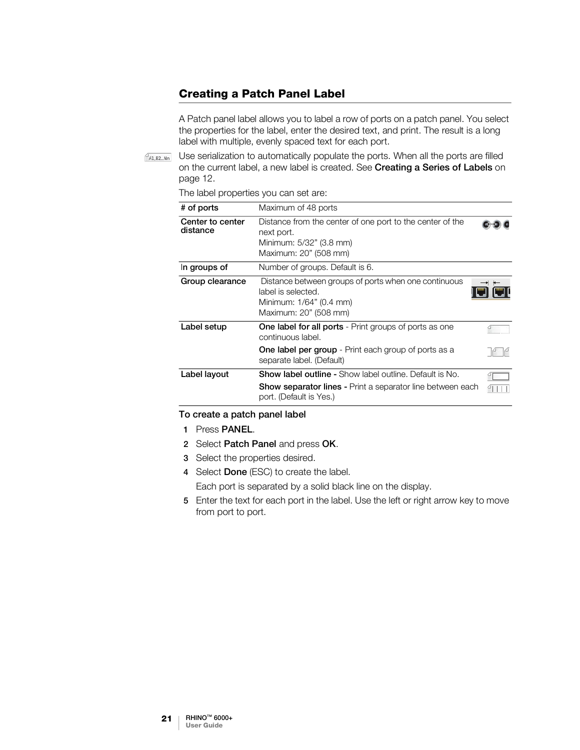## Creating a Patch Panel Label

A Patch panel label allows you to label a row of ports on a patch panel. You select the properties for the label, enter the desired text, and print. The result is a long label with multiple, evenly spaced text for each port.

Use serialization to automatically populate the ports. When all the ports are filled on the current label, a new label is created. See **Creating a Series of Labels** on page 12.

The label properties you can set are:

| | |
|---|---|
| **# of ports** | Maximum of 48 ports |
| **Center to center distance** | Distance from the center of one port to the center of the next port.<br>Minimum: 5/32” (3.8 mm)<br>Maximum: 20” (508 mm) |
| **In groups of** | Number of groups. Default is 6. |
| **Group clearance** | Distance between groups of ports when one continuous label is selected.<br>Minimum: 1/64” (0.4 mm)<br>Maximum: 20” (508 mm) |
| **Label setup** | **One label for all ports** - Print groups of ports as one continuous label.<br>**One label per group** - Print each group of ports as a separate label. (Default) |
| **Label layout** | **Show label outline -** Show label outline. Default is No.<br>**Show separator lines -** Print a separator line between each port. (Default is Yes.) |

**To create a patch panel label**

1. Press **PANEL**.
2. Select **Patch Panel** and press **OK**.
3. Select the properties desired.
4. Select **Done** (ESC) to create the label.

   Each port is separated by a solid black line on the display.
5. Enter the text for each port in the label. Use the left or right arrow key to move from port to port.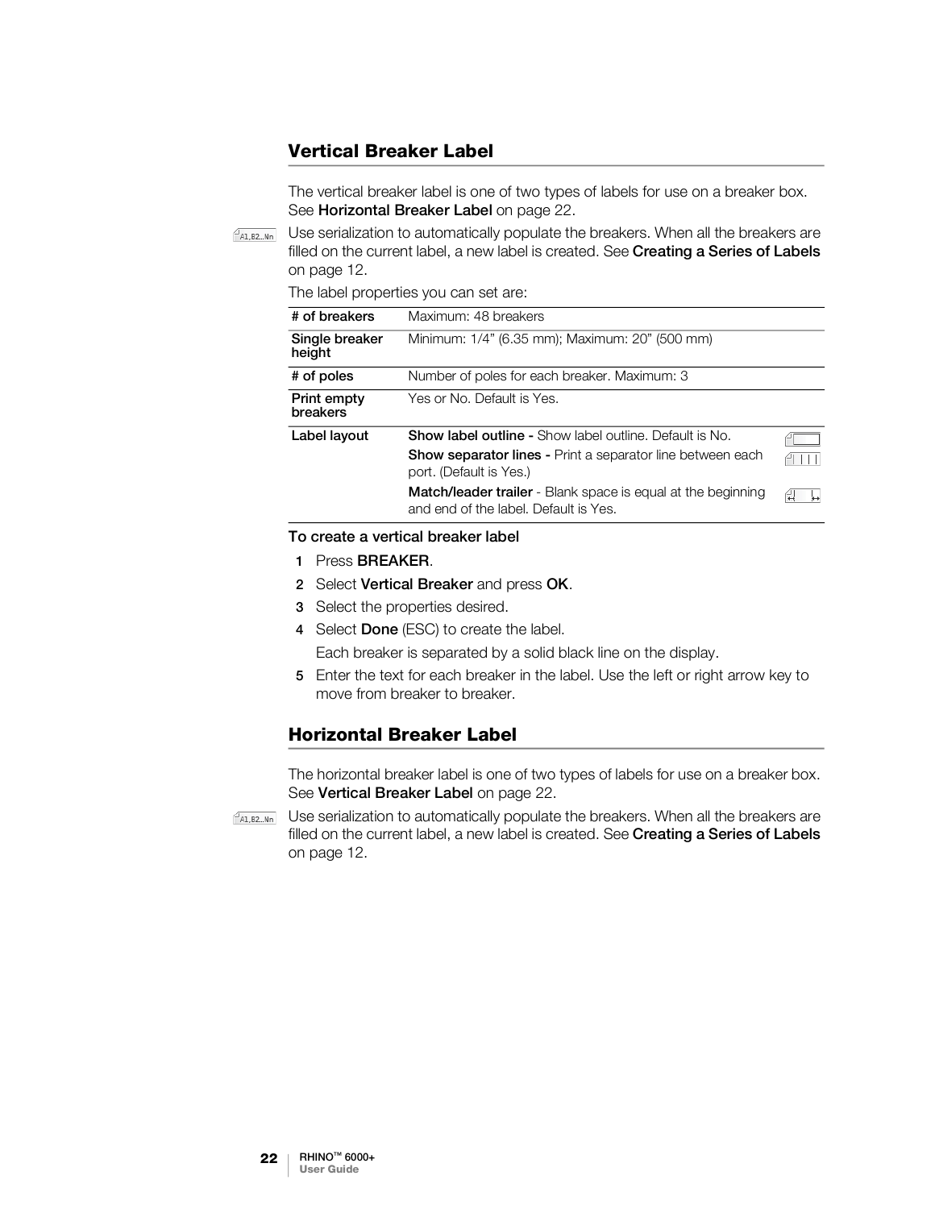## Vertical Breaker Label

The vertical breaker label is one of two types of labels for use on a breaker box. See **Horizontal Breaker Label** on page 22.

Use serialization to automatically populate the breakers. When all the breakers are filled on the current label, a new label is created. See **Creating a Series of Labels** on page 12.

The label properties you can set are:

| # of breakers | Maximum: 48 breakers |
|---|---|
| Single breaker height | Minimum: 1/4” (6.35 mm); Maximum: 20” (500 mm) |
| # of poles | Number of poles for each breaker. Maximum: 3 |
| Print empty breakers | Yes or No. Default is Yes. |
| Label layout | **Show label outline -** Show label outline. Default is No.<br>**Show separator lines -** Print a separator line between each port. (Default is Yes.)<br>**Match/leader trailer** - Blank space is equal at the beginning and end of the label. Default is Yes. |

**To create a vertical breaker label**

1. Press **BREAKER**.
2. Select **Vertical Breaker** and press **OK**.
3. Select the properties desired.
4. Select **Done** (ESC) to create the label.

   Each breaker is separated by a solid black line on the display.
5. Enter the text for each breaker in the label. Use the left or right arrow key to move from breaker to breaker.

## Horizontal Breaker Label

The horizontal breaker label is one of two types of labels for use on a breaker box. See **Vertical Breaker Label** on page 22.

Use serialization to automatically populate the breakers. When all the breakers are filled on the current label, a new label is created. See **Creating a Series of Labels** on page 12.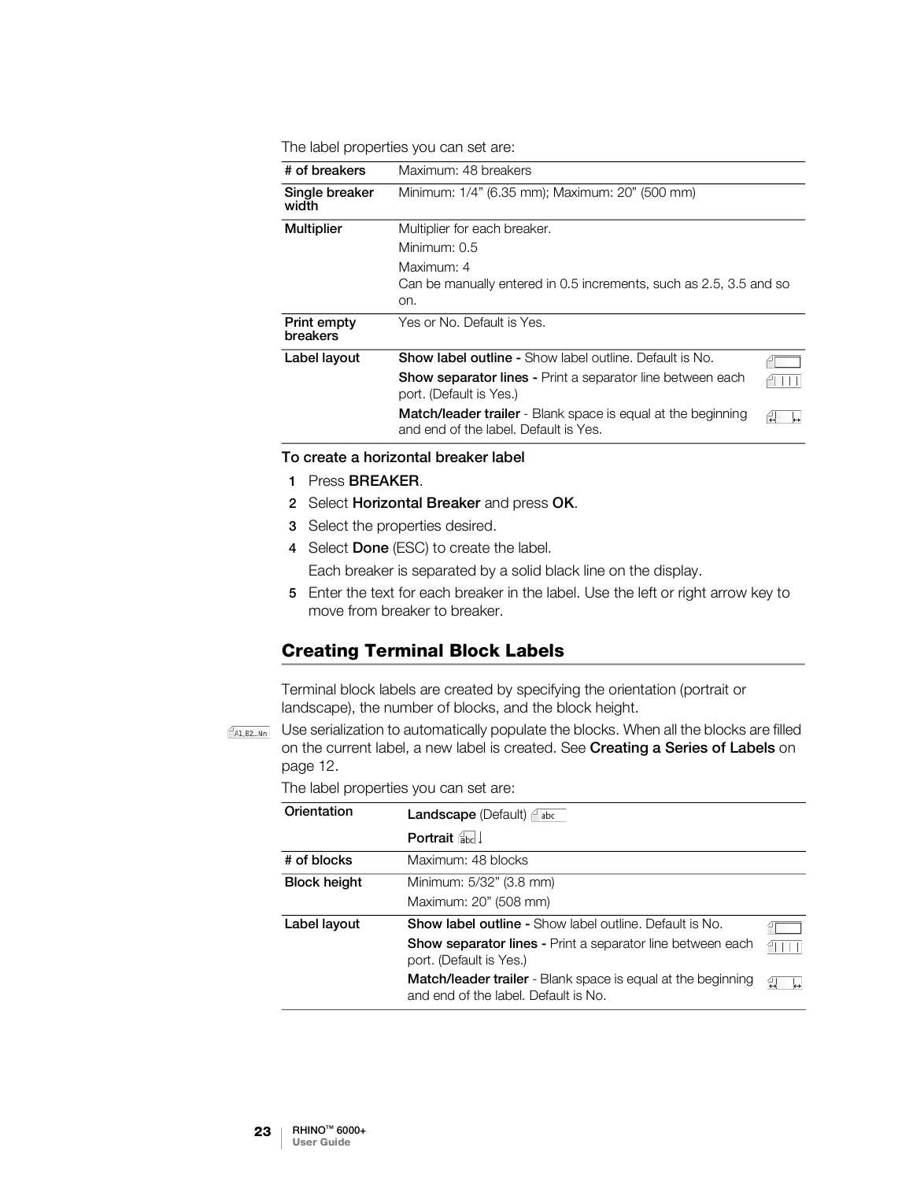The label properties you can set are:

| | |
|---|---|
| **# of breakers** | Maximum: 48 breakers |
| **Single breaker width** | Minimum: 1/4” (6.35 mm); Maximum: 20” (500 mm) |
| **Multiplier** | Multiplier for each breaker.<br>Minimum: 0.5<br>Maximum: 4<br>Can be manually entered in 0.5 increments, such as 2.5, 3.5 and so on. |
| **Print empty breakers** | Yes or No. Default is Yes. |
| **Label layout** | **Show label outline -** Show label outline. Default is No.<br>**Show separator lines -** Print a separator line between each port. (Default is Yes.)<br>**Match/leader trailer** - Blank space is equal at the beginning and end of the label. Default is Yes. |

**To create a horizontal breaker label**

1. Press **BREAKER**.
2. Select **Horizontal Breaker** and press **OK**.
3. Select the properties desired.
4. Select **Done** (ESC) to create the label.

   Each breaker is separated by a solid black line on the display.
5. Enter the text for each breaker in the label. Use the left or right arrow key to move from breaker to breaker.

## Creating Terminal Block Labels

Terminal block labels are created by specifying the orientation (portrait or landscape), the number of blocks, and the block height.

Use serialization to automatically populate the blocks. When all the blocks are filled on the current label, a new label is created. See **Creating a Series of Labels** on page 12.

The label properties you can set are:

| | |
|---|---|
| **Orientation** | **Landscape** (Default)<br>**Portrait** |
| **# of blocks** | Maximum: 48 blocks |
| **Block height** | Minimum: 5/32” (3.8 mm)<br>Maximum: 20” (508 mm) |
| **Label layout** | **Show label outline -** Show label outline. Default is No.<br>**Show separator lines -** Print a separator line between each port. (Default is Yes.)<br>**Match/leader trailer** - Blank space is equal at the beginning and end of the label. Default is No. |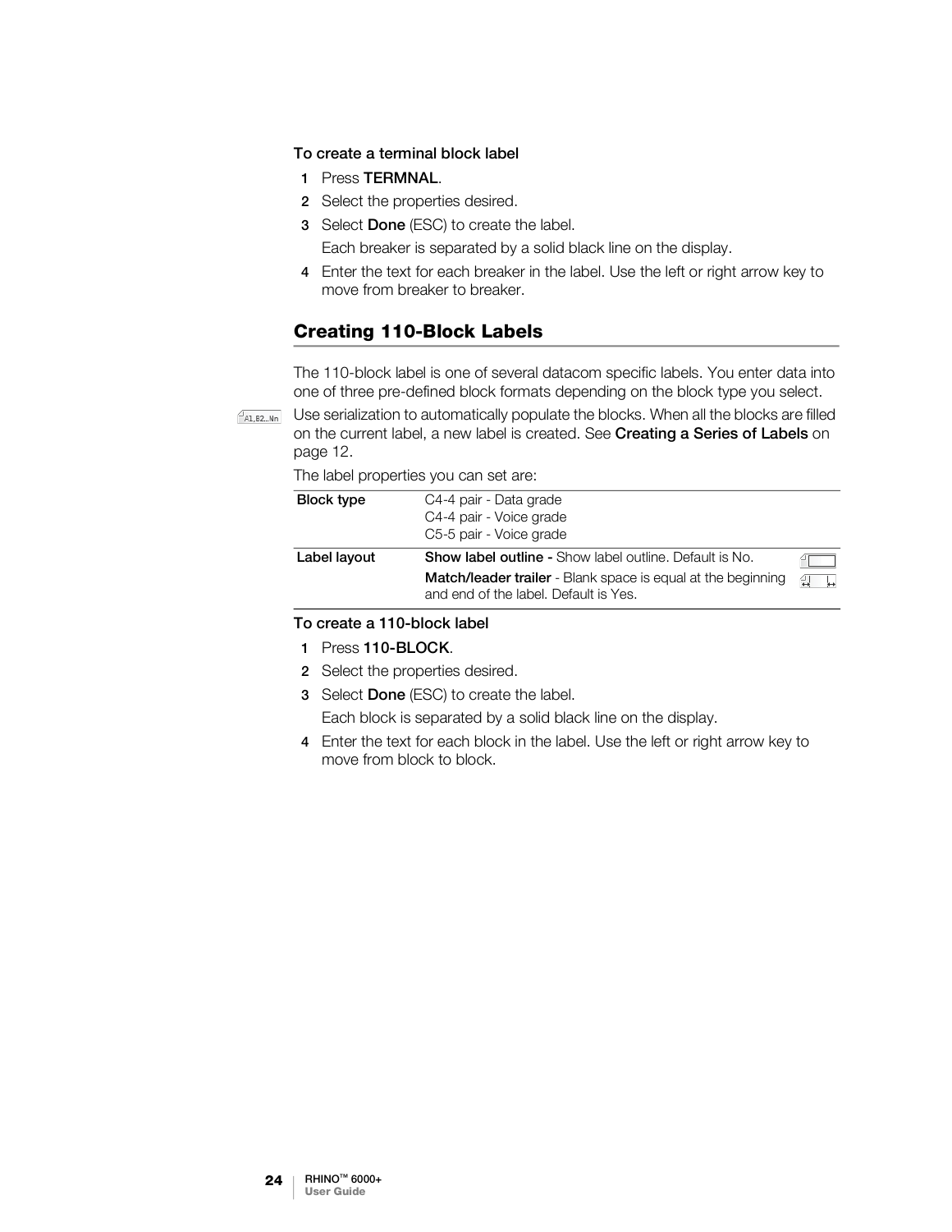#### To create a terminal block label

1. Press **TERMNAL**.
2. Select the properties desired.
3. Select **Done** (ESC) to create the label.

   Each breaker is separated by a solid black line on the display.
4. Enter the text for each breaker in the label. Use the left or right arrow key to move from breaker to breaker.

## Creating 110-Block Labels

The 110-block label is one of several datacom specific labels. You enter data into one of three pre-defined block formats depending on the block type you select.

A1,B2...Nn Use serialization to automatically populate the blocks. When all the blocks are filled on the current label, a new label is created. See **Creating a Series of Labels** on page 12.

The label properties you can set are:

| | |
|---|---|
| **Block type** | C4-4 pair - Data grade<br>C4-4 pair - Voice grade<br>C5-5 pair - Voice grade |
| **Label layout** | **Show label outline -** Show label outline. Default is No.<br>**Match/leader trailer** - Blank space is equal at the beginning and end of the label. Default is Yes. |

#### To create a 110-block label

1. Press **110-BLOCK**.
2. Select the properties desired.
3. Select **Done** (ESC) to create the label.

   Each block is separated by a solid black line on the display.
4. Enter the text for each block in the label. Use the left or right arrow key to move from block to block.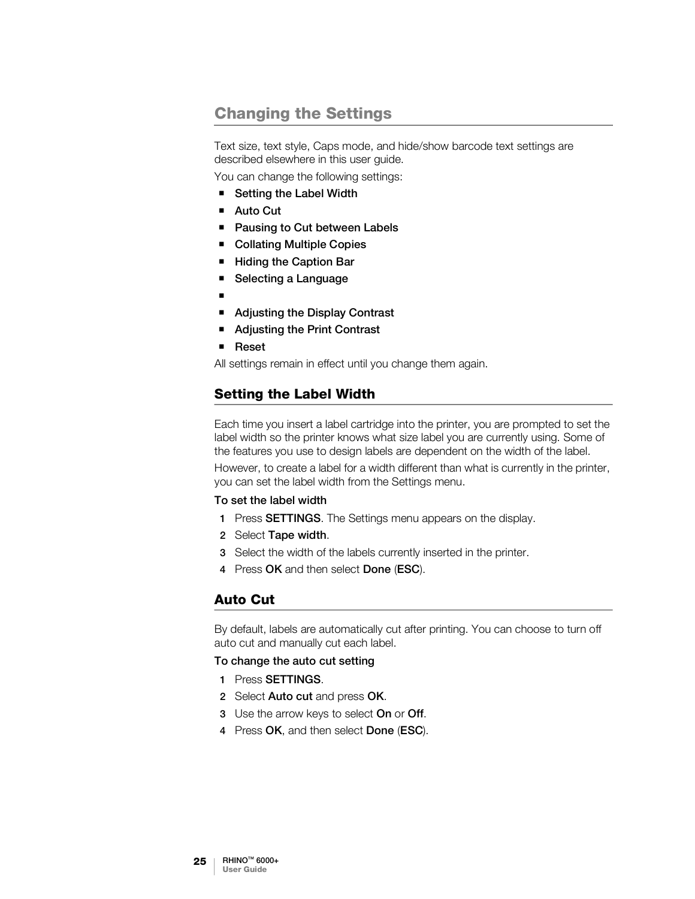# Changing the Settings

Text size, text style, Caps mode, and hide/show barcode text settings are described elsewhere in this user guide.

You can change the following settings:

- Setting the Label Width
- Auto Cut
- Pausing to Cut between Labels
- Collating Multiple Copies
- Hiding the Caption Bar
- Selecting a Language
- 
- Adjusting the Display Contrast
- Adjusting the Print Contrast
- Reset

All settings remain in effect until you change them again.

## Setting the Label Width

Each time you insert a label cartridge into the printer, you are prompted to set the label width so the printer knows what size label you are currently using. Some of the features you use to design labels are dependent on the width of the label.

However, to create a label for a width different than what is currently in the printer, you can set the label width from the Settings menu.

**To set the label width**

1. Press **SETTINGS**. The Settings menu appears on the display.
2. Select **Tape width**.
3. Select the width of the labels currently inserted in the printer.
4. Press **OK** and then select **Done** (**ESC**).

## Auto Cut

By default, labels are automatically cut after printing. You can choose to turn off auto cut and manually cut each label.

**To change the auto cut setting**

1. Press **SETTINGS**.
2. Select **Auto cut** and press **OK**.
3. Use the arrow keys to select **On** or **Off**.
4. Press **OK**, and then select **Done** (**ESC**).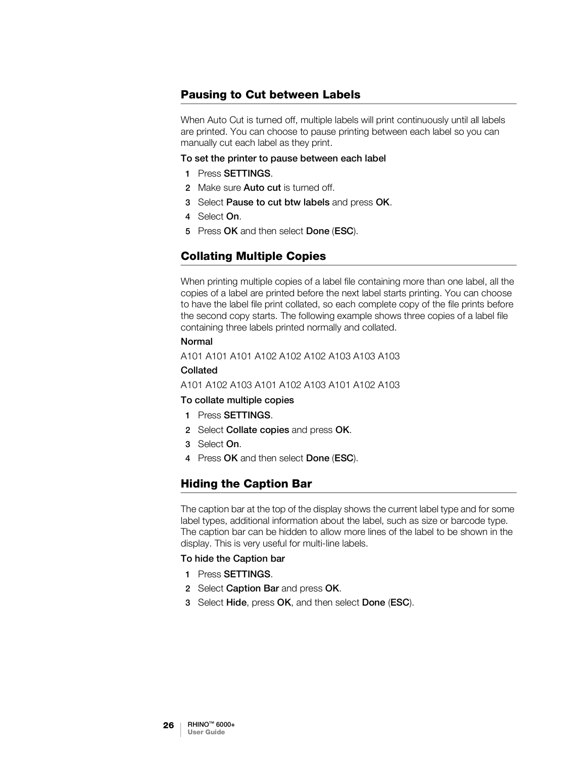## Pausing to Cut between Labels

When Auto Cut is turned off, multiple labels will print continuously until all labels are printed. You can choose to pause printing between each label so you can manually cut each label as they print.

**To set the printer to pause between each label**

1. Press **SETTINGS**.
2. Make sure **Auto cut** is turned off.
3. Select **Pause to cut btw labels** and press **OK**.
4. Select **On**.
5. Press **OK** and then select **Done** (**ESC**).

## Collating Multiple Copies

When printing multiple copies of a label file containing more than one label, all the copies of a label are printed before the next label starts printing. You can choose to have the label file print collated, so each complete copy of the file prints before the second copy starts. The following example shows three copies of a label file containing three labels printed normally and collated.

**Normal**

A101 A101 A101 A102 A102 A102 A103 A103 A103

**Collated**

A101 A102 A103 A101 A102 A103 A101 A102 A103

**To collate multiple copies**

1. Press **SETTINGS**.
2. Select **Collate copies** and press **OK**.
3. Select **On**.
4. Press **OK** and then select **Done** (**ESC**).

## Hiding the Caption Bar

The caption bar at the top of the display shows the current label type and for some label types, additional information about the label, such as size or barcode type. The caption bar can be hidden to allow more lines of the label to be shown in the display. This is very useful for multi-line labels.

**To hide the Caption bar**

1. Press **SETTINGS**.
2. Select **Caption Bar** and press **OK**.
3. Select **Hide**, press **OK**, and then select **Done** (**ESC**).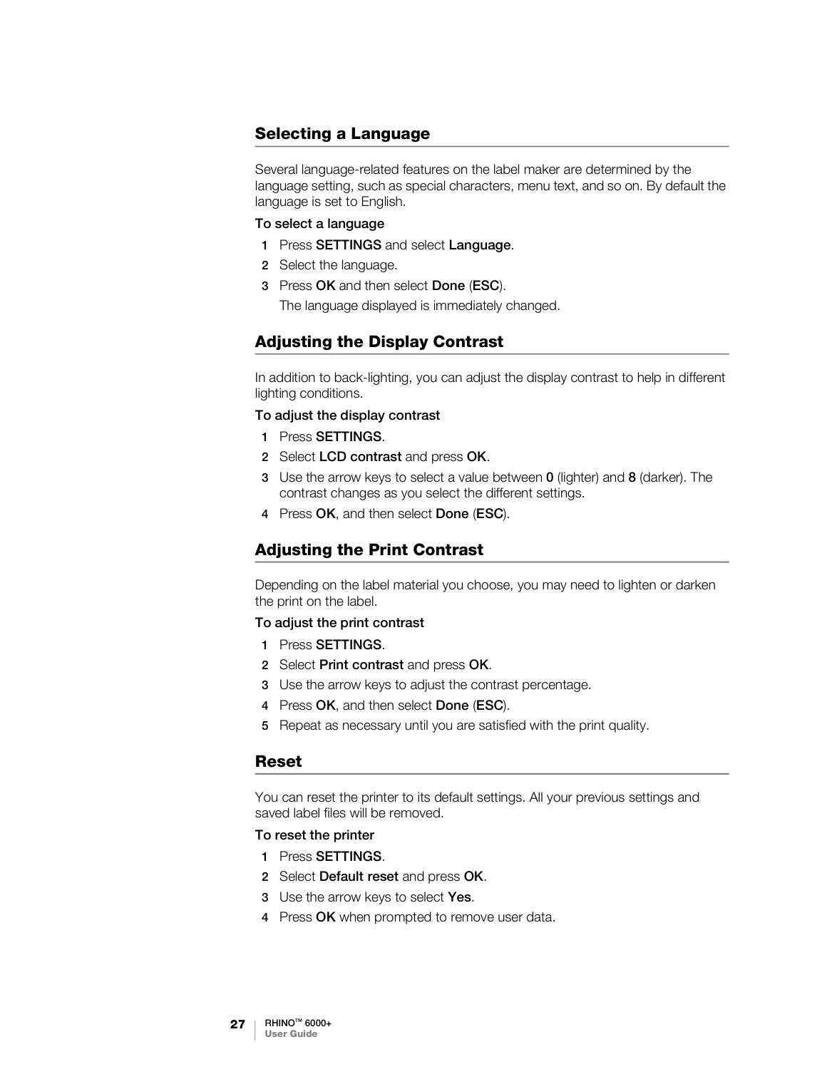## Selecting a Language

Several language-related features on the label maker are determined by the language setting, such as special characters, menu text, and so on. By default the language is set to English.

**To select a language**

1. Press **SETTINGS** and select **Language**.
2. Select the language.
3. Press **OK** and then select **Done** (**ESC**).

   The language displayed is immediately changed.

## Adjusting the Display Contrast

In addition to back-lighting, you can adjust the display contrast to help in different lighting conditions.

**To adjust the display contrast**

1. Press **SETTINGS**.
2. Select **LCD contrast** and press **OK**.
3. Use the arrow keys to select a value between **0** (lighter) and **8** (darker). The contrast changes as you select the different settings.
4. Press **OK**, and then select **Done** (**ESC**).

## Adjusting the Print Contrast

Depending on the label material you choose, you may need to lighten or darken the print on the label.

**To adjust the print contrast**

1. Press **SETTINGS**.
2. Select **Print contrast** and press **OK**.
3. Use the arrow keys to adjust the contrast percentage.
4. Press **OK**, and then select **Done** (**ESC**).
5. Repeat as necessary until you are satisfied with the print quality.

## Reset

You can reset the printer to its default settings. All your previous settings and saved label files will be removed.

**To reset the printer**

1. Press **SETTINGS**.
2. Select **Default reset** and press **OK**.
3. Use the arrow keys to select **Yes**.
4. Press **OK** when prompted to remove user data.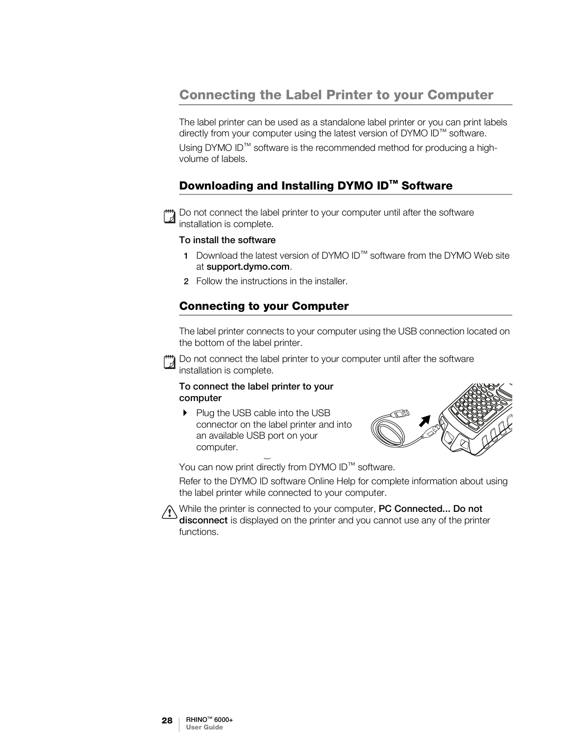# Connecting the Label Printer to your Computer

The label printer can be used as a standalone label printer or you can print labels directly from your computer using the latest version of DYMO ID™ software.

Using DYMO ID™ software is the recommended method for producing a high-volume of labels.

## Downloading and Installing DYMO ID™ Software

Do not connect the label printer to your computer until after the software installation is complete.

**To install the software**

1. Download the latest version of DYMO ID™ software from the DYMO Web site at **support.dymo.com**.
2. Follow the instructions in the installer.

## Connecting to your Computer

The label printer connects to your computer using the USB connection located on the bottom of the label printer.

Do not connect the label printer to your computer until after the software installation is complete.

**To connect the label printer to your computer**

- Plug the USB cable into the USB connector on the label printer and into an available USB port on your computer.

You can now print directly from DYMO ID™ software.

Refer to the DYMO ID software Online Help for complete information about using the label printer while connected to your computer.

While the printer is connected to your computer, **PC Connected... Do not disconnect** is displayed on the printer and you cannot use any of the printer functions.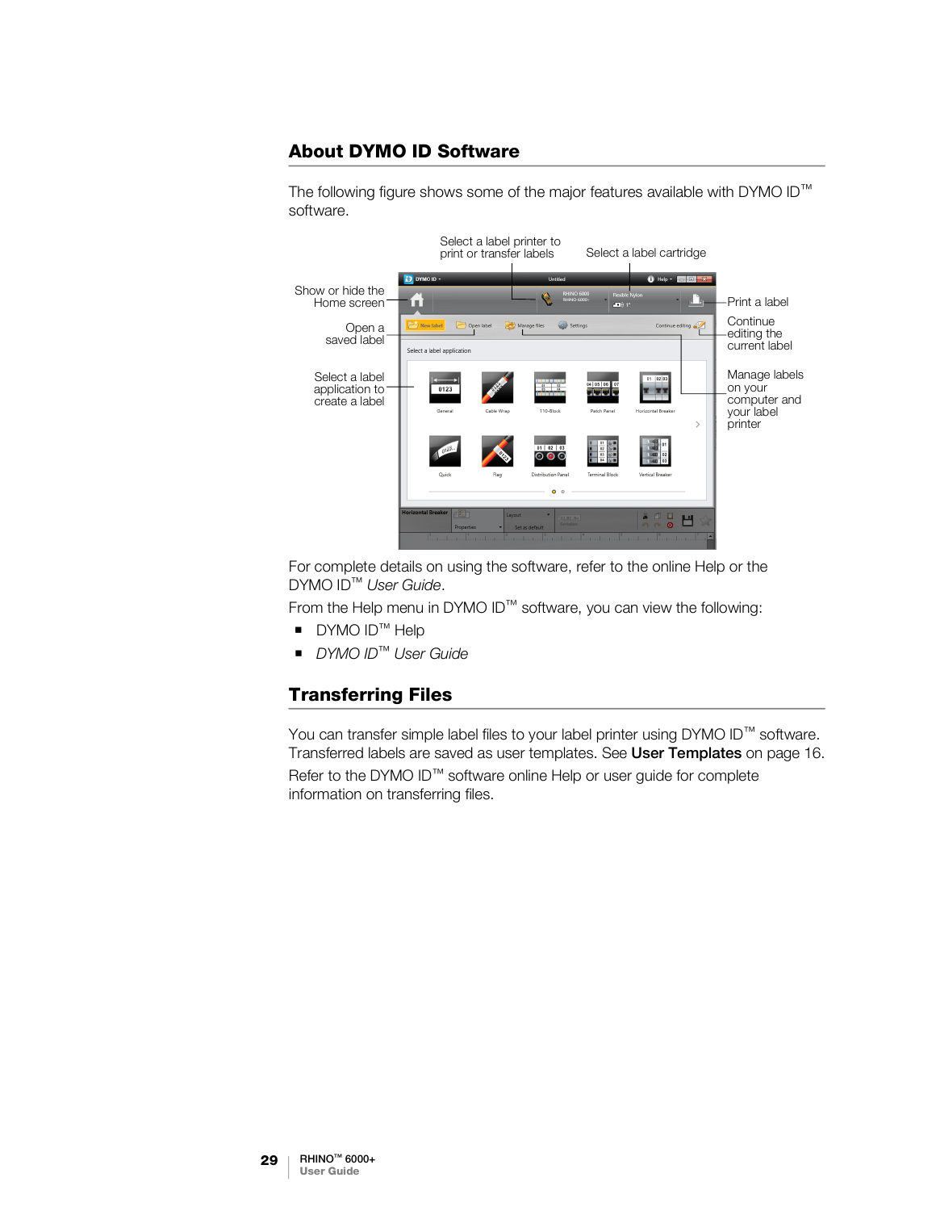## About DYMO ID Software

The following figure shows some of the major features available with DYMO ID™ software.

For complete details on using the software, refer to the online Help or the DYMO ID™ *User Guide*.

From the Help menu in DYMO ID™ software, you can view the following:

- DYMO ID™ Help
- *DYMO ID™ User Guide*

## Transferring Files

You can transfer simple label files to your label printer using DYMO ID™ software. Transferred labels are saved as user templates. See **User Templates** on page 16.

Refer to the DYMO ID™ software online Help or user guide for complete information on transferring files.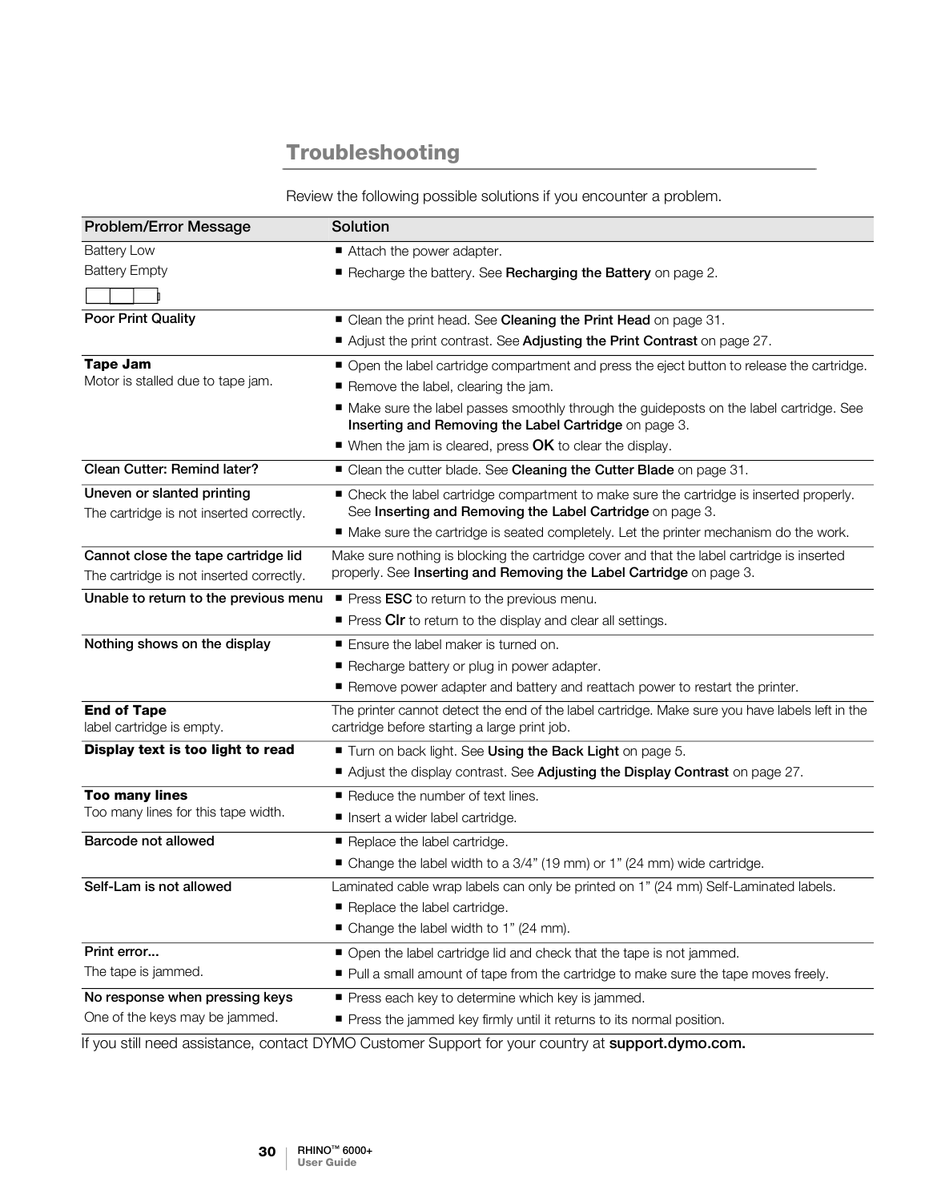# Troubleshooting

Review the following possible solutions if you encounter a problem.

| Problem/Error Message | Solution |
|---|---|
| Battery Low<br>Battery Empty | ■ Attach the power adapter.<br>■ Recharge the battery. See **Recharging the Battery** on page 2. |
| **Poor Print Quality** | ■ Clean the print head. See **Cleaning the Print Head** on page 31.<br>■ Adjust the print contrast. See **Adjusting the Print Contrast** on page 27. |
| **Tape Jam**<br>Motor is stalled due to tape jam. | ■ Open the label cartridge compartment and press the eject button to release the cartridge.<br>■ Remove the label, clearing the jam.<br>■ Make sure the label passes smoothly through the guideposts on the label cartridge. See **Inserting and Removing the Label Cartridge** on page 3.<br>■ When the jam is cleared, press **OK** to clear the display. |
| **Clean Cutter: Remind later?** | ■ Clean the cutter blade. See **Cleaning the Cutter Blade** on page 31. |
| **Uneven or slanted printing**<br>The cartridge is not inserted correctly. | ■ Check the label cartridge compartment to make sure the cartridge is inserted properly. See **Inserting and Removing the Label Cartridge** on page 3.<br>■ Make sure the cartridge is seated completely. Let the printer mechanism do the work. |
| **Cannot close the tape cartridge lid**<br>The cartridge is not inserted correctly. | Make sure nothing is blocking the cartridge cover and that the label cartridge is inserted properly. See **Inserting and Removing the Label Cartridge** on page 3. |
| **Unable to return to the previous menu** | ■ Press **ESC** to return to the previous menu.<br>■ Press **Clr** to return to the display and clear all settings. |
| **Nothing shows on the display** | ■ Ensure the label maker is turned on.<br>■ Recharge battery or plug in power adapter.<br>■ Remove power adapter and battery and reattach power to restart the printer. |
| **End of Tape**<br>label cartridge is empty. | The printer cannot detect the end of the label cartridge. Make sure you have labels left in the cartridge before starting a large print job. |
| **Display text is too light to read** | ■ Turn on back light. See **Using the Back Light** on page 5.<br>■ Adjust the display contrast. See **Adjusting the Display Contrast** on page 27. |
| **Too many lines**<br>Too many lines for this tape width. | ■ Reduce the number of text lines.<br>■ Insert a wider label cartridge. |
| **Barcode not allowed** | ■ Replace the label cartridge.<br>■ Change the label width to a 3/4" (19 mm) or 1" (24 mm) wide cartridge. |
| **Self-Lam is not allowed** | Laminated cable wrap labels can only be printed on 1" (24 mm) Self-Laminated labels.<br>■ Replace the label cartridge.<br>■ Change the label width to 1" (24 mm). |
| **Print error...**<br>The tape is jammed. | ■ Open the label cartridge lid and check that the tape is not jammed.<br>■ Pull a small amount of tape from the cartridge to make sure the tape moves freely. |
| **No response when pressing keys**<br>One of the keys may be jammed. | ■ Press each key to determine which key is jammed.<br>■ Press the jammed key firmly until it returns to its normal position. |

If you still need assistance, contact DYMO Customer Support for your country at **support.dymo.com.**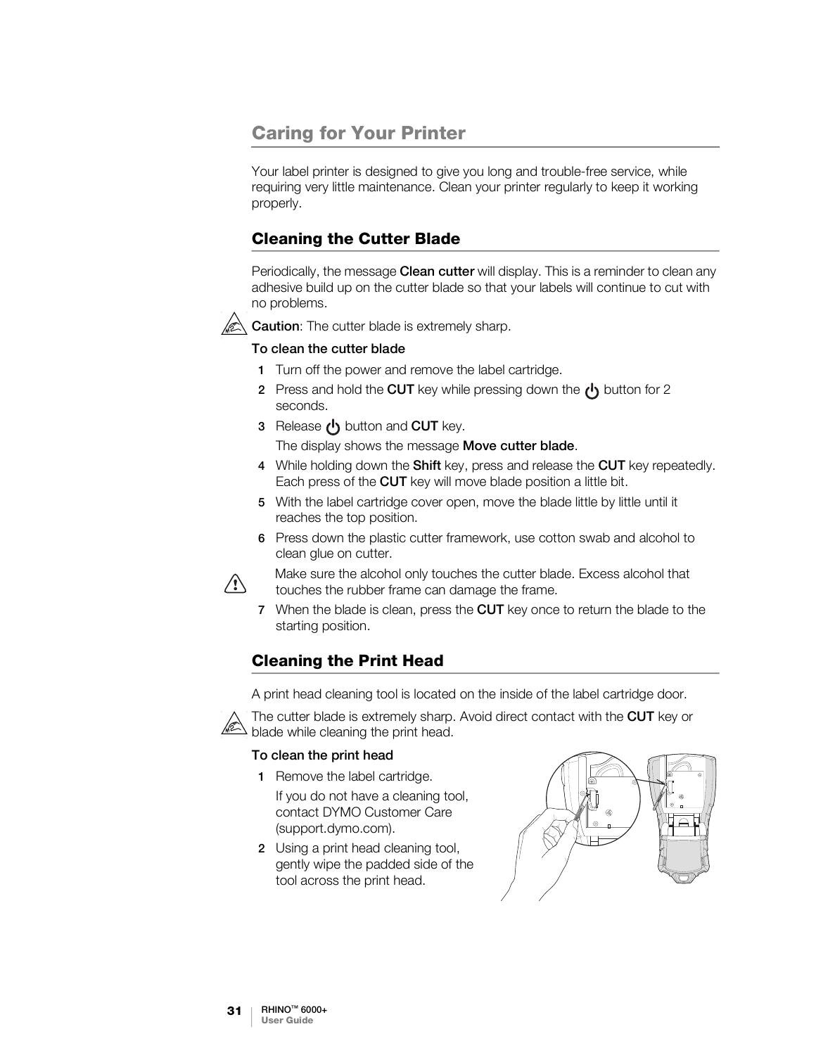# Caring for Your Printer

Your label printer is designed to give you long and trouble-free service, while requiring very little maintenance. Clean your printer regularly to keep it working properly.

## Cleaning the Cutter Blade

Periodically, the message **Clean cutter** will display. This is a reminder to clean any adhesive build up on the cutter blade so that your labels will continue to cut with no problems.

**Caution**: The cutter blade is extremely sharp.

**To clean the cutter blade**

1. Turn off the power and remove the label cartridge.
2. Press and hold the **CUT** key while pressing down the ⏻ button for 2 seconds.
3. Release ⏻ button and **CUT** key.

   The display shows the message **Move cutter blade**.
4. While holding down the **Shift** key, press and release the **CUT** key repeatedly. Each press of the **CUT** key will move blade position a little bit.
5. With the label cartridge cover open, move the blade little by little until it reaches the top position.
6. Press down the plastic cutter framework, use cotton swab and alcohol to clean glue on cutter.

   Make sure the alcohol only touches the cutter blade. Excess alcohol that touches the rubber frame can damage the frame.
7. When the blade is clean, press the **CUT** key once to return the blade to the starting position.

## Cleaning the Print Head

A print head cleaning tool is located on the inside of the label cartridge door.

The cutter blade is extremely sharp. Avoid direct contact with the **CUT** key or blade while cleaning the print head.

**To clean the print head**

1. Remove the label cartridge.

   If you do not have a cleaning tool, contact DYMO Customer Care (support.dymo.com).
2. Using a print head cleaning tool, gently wipe the padded side of the tool across the print head.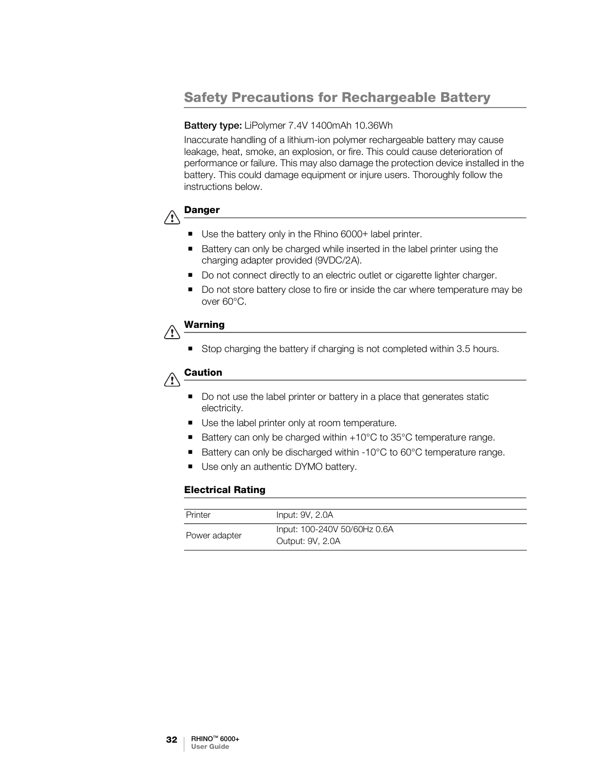## Safety Precautions for Rechargeable Battery

**Battery type:** LiPolymer 7.4V 1400mAh 10.36Wh

Inaccurate handling of a lithium-ion polymer rechargeable battery may cause leakage, heat, smoke, an explosion, or fire. This could cause deterioration of performance or failure. This may also damage the protection device installed in the battery. This could damage equipment or injure users. Thoroughly follow the instructions below.

### Danger

- Use the battery only in the Rhino 6000+ label printer.
- Battery can only be charged while inserted in the label printer using the charging adapter provided (9VDC/2A).
- Do not connect directly to an electric outlet or cigarette lighter charger.
- Do not store battery close to fire or inside the car where temperature may be over 60°C.

### Warning

- Stop charging the battery if charging is not completed within 3.5 hours.

### Caution

- Do not use the label printer or battery in a place that generates static electricity.
- Use the label printer only at room temperature.
- Battery can only be charged within +10°C to 35°C temperature range.
- Battery can only be discharged within -10°C to 60°C temperature range.
- Use only an authentic DYMO battery.

### Electrical Rating

| | |
|---|---|
| Printer | Input: 9V, 2.0A |
| Power adapter | Input: 100-240V 50/60Hz 0.6A<br>Output: 9V, 2.0A |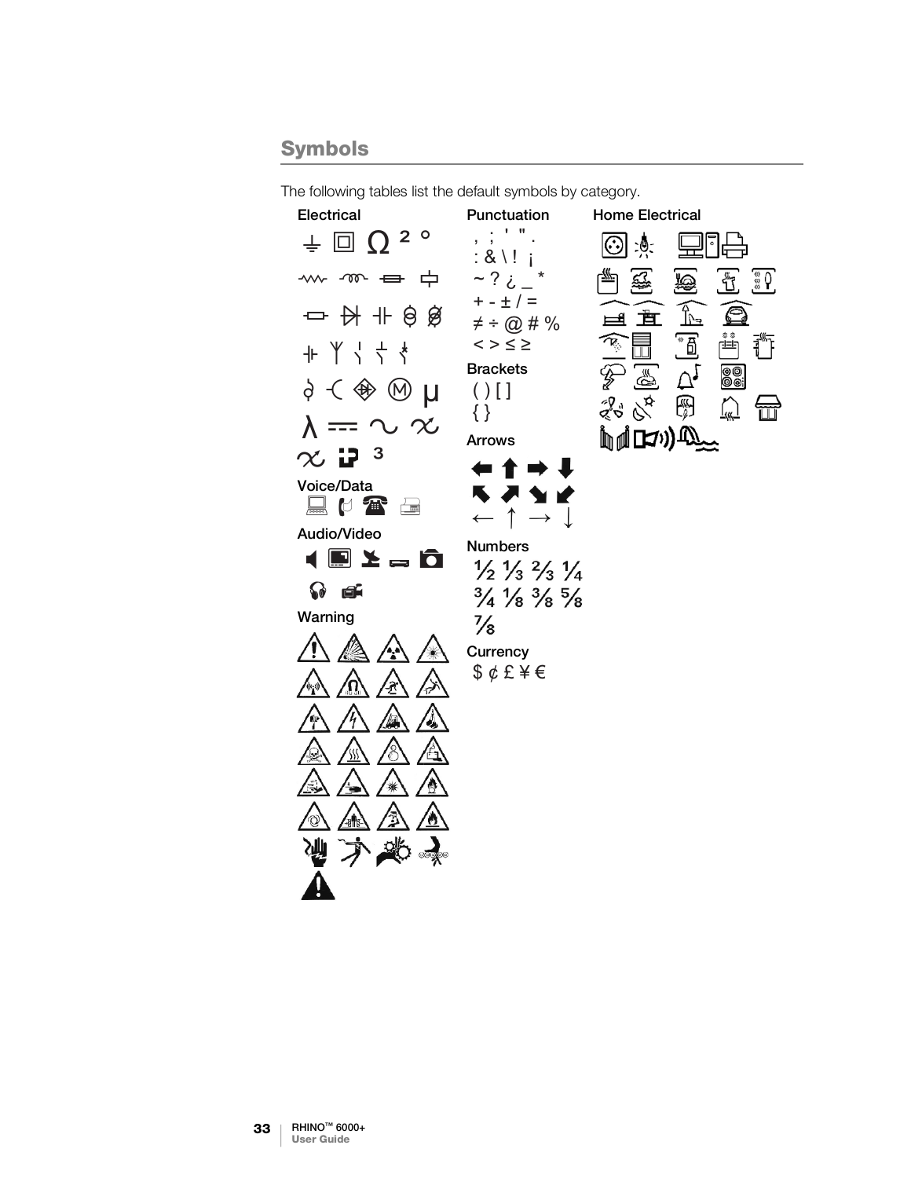## Symbols

The following tables list the default symbols by category.

**Electrical**

⏚ ▣ Ω ² °

λ ⎓ ∿ ³

µ

**Voice/Data**

**Audio/Video**

**Warning**

**Punctuation**

, ; ' " .
: & \ ! ¡
~ ? ¿ _ *
+ - ± / =
≠ ÷ @ # %
< > ≤ ≥

**Brackets**

( ) [ ]
{ }

**Arrows**

⬅ ⬆ ➡ ⬇
⬉ ⬈ ⬊ ⬋
← ↑ → ↓

**Numbers**

½ ⅓ ⅔ ¼
¾ ⅛ ⅜ ⅝
⅞

**Currency**

$ ¢ £ ¥ €

**Home Electrical**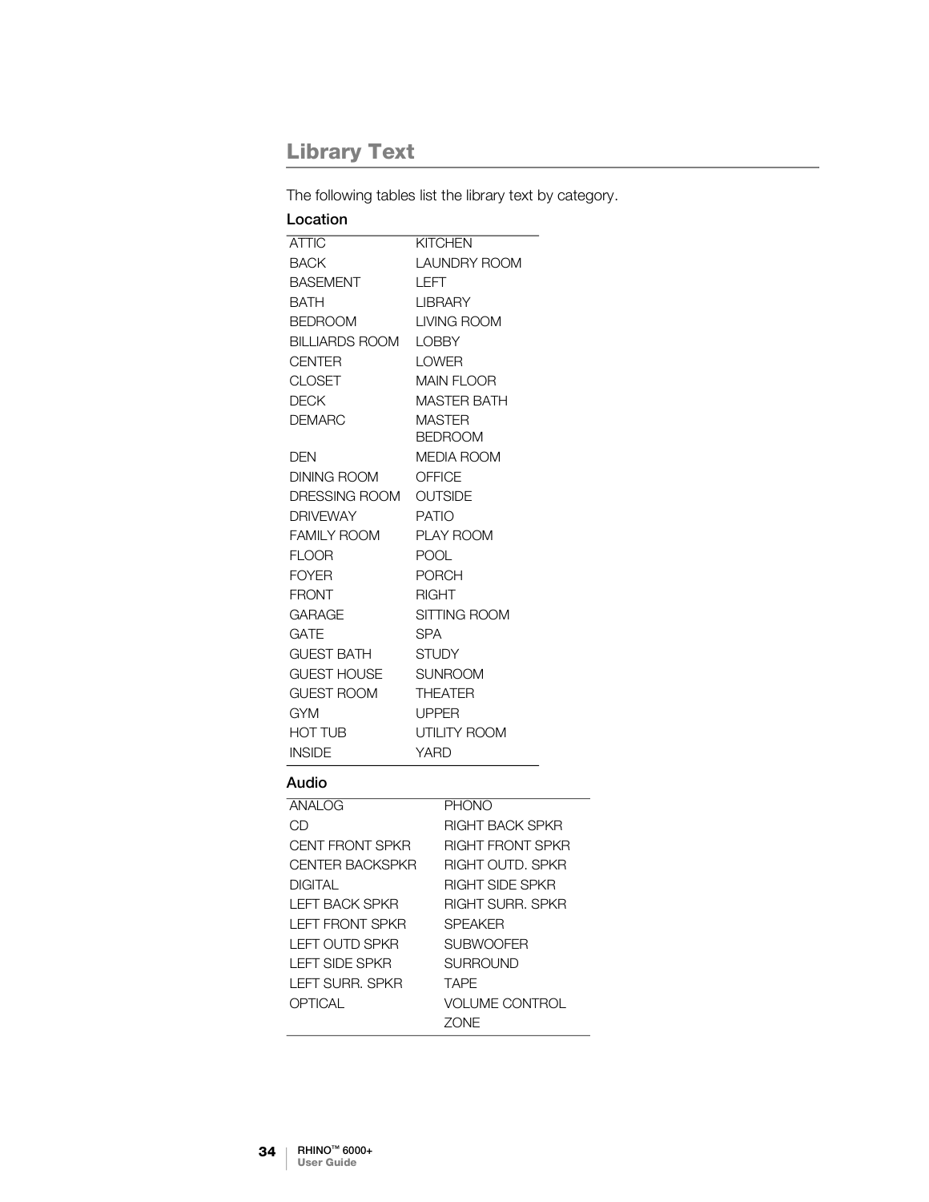## Library Text

The following tables list the library text by category.

### Location

| | |
|---|---|
| ATTIC | KITCHEN |
| BACK | LAUNDRY ROOM |
| BASEMENT | LEFT |
| BATH | LIBRARY |
| BEDROOM | LIVING ROOM |
| BILLIARDS ROOM | LOBBY |
| CENTER | LOWER |
| CLOSET | MAIN FLOOR |
| DECK | MASTER BATH |
| DEMARC | MASTER BEDROOM |
| DEN | MEDIA ROOM |
| DINING ROOM | OFFICE |
| DRESSING ROOM | OUTSIDE |
| DRIVEWAY | PATIO |
| FAMILY ROOM | PLAY ROOM |
| FLOOR | POOL |
| FOYER | PORCH |
| FRONT | RIGHT |
| GARAGE | SITTING ROOM |
| GATE | SPA |
| GUEST BATH | STUDY |
| GUEST HOUSE | SUNROOM |
| GUEST ROOM | THEATER |
| GYM | UPPER |
| HOT TUB | UTILITY ROOM |
| INSIDE | YARD |

### Audio

| | |
|---|---|
| ANALOG | PHONO |
| CD | RIGHT BACK SPKR |
| CENT FRONT SPKR | RIGHT FRONT SPKR |
| CENTER BACKSPKR | RIGHT OUTD. SPKR |
| DIGITAL | RIGHT SIDE SPKR |
| LEFT BACK SPKR | RIGHT SURR. SPKR |
| LEFT FRONT SPKR | SPEAKER |
| LEFT OUTD SPKR | SUBWOOFER |
| LEFT SIDE SPKR | SURROUND |
| LEFT SURR. SPKR | TAPE |
| OPTICAL | VOLUME CONTROL |
| | ZONE |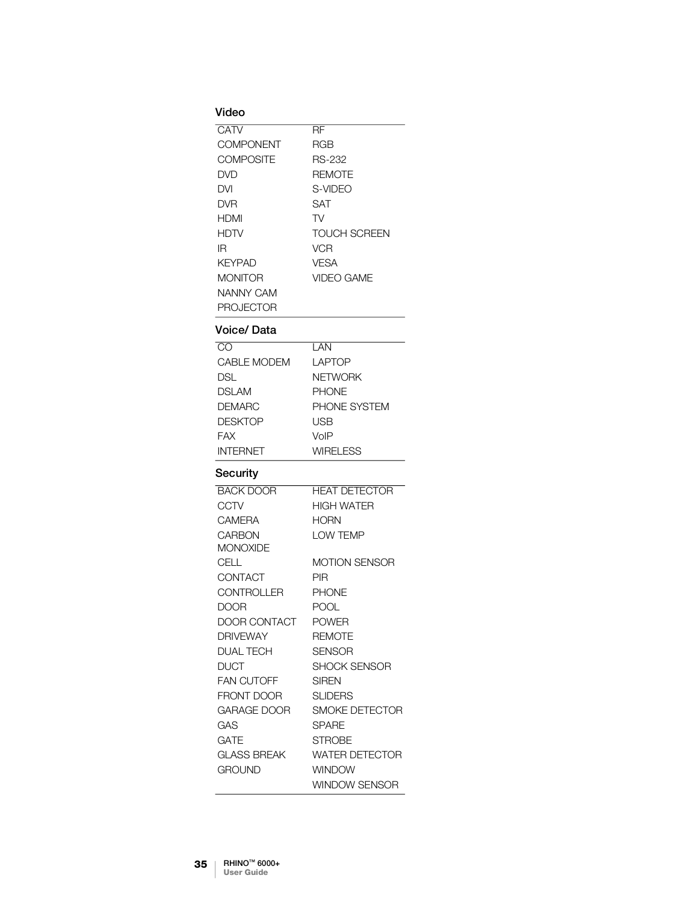## Video

| | |
|---|---|
| CATV | RF |
| COMPONENT | RGB |
| COMPOSITE | RS-232 |
| DVD | REMOTE |
| DVI | S-VIDEO |
| DVR | SAT |
| HDMI | TV |
| HDTV | TOUCH SCREEN |
| IR | VCR |
| KEYPAD | VESA |
| MONITOR | VIDEO GAME |
| NANNY CAM | |
| PROJECTOR | |

## Voice/ Data

| | |
|---|---|
| CO | LAN |
| CABLE MODEM | LAPTOP |
| DSL | NETWORK |
| DSLAM | PHONE |
| DEMARC | PHONE SYSTEM |
| DESKTOP | USB |
| FAX | VoIP |
| INTERNET | WIRELESS |

## Security

| | |
|---|---|
| BACK DOOR | HEAT DETECTOR |
| CCTV | HIGH WATER |
| CAMERA | HORN |
| CARBON MONOXIDE | LOW TEMP |
| CELL | MOTION SENSOR |
| CONTACT | PIR |
| CONTROLLER | PHONE |
| DOOR | POOL |
| DOOR CONTACT | POWER |
| DRIVEWAY | REMOTE |
| DUAL TECH | SENSOR |
| DUCT | SHOCK SENSOR |
| FAN CUTOFF | SIREN |
| FRONT DOOR | SLIDERS |
| GARAGE DOOR | SMOKE DETECTOR |
| GAS | SPARE |
| GATE | STROBE |
| GLASS BREAK | WATER DETECTOR |
| GROUND | WINDOW |
| | WINDOW SENSOR |